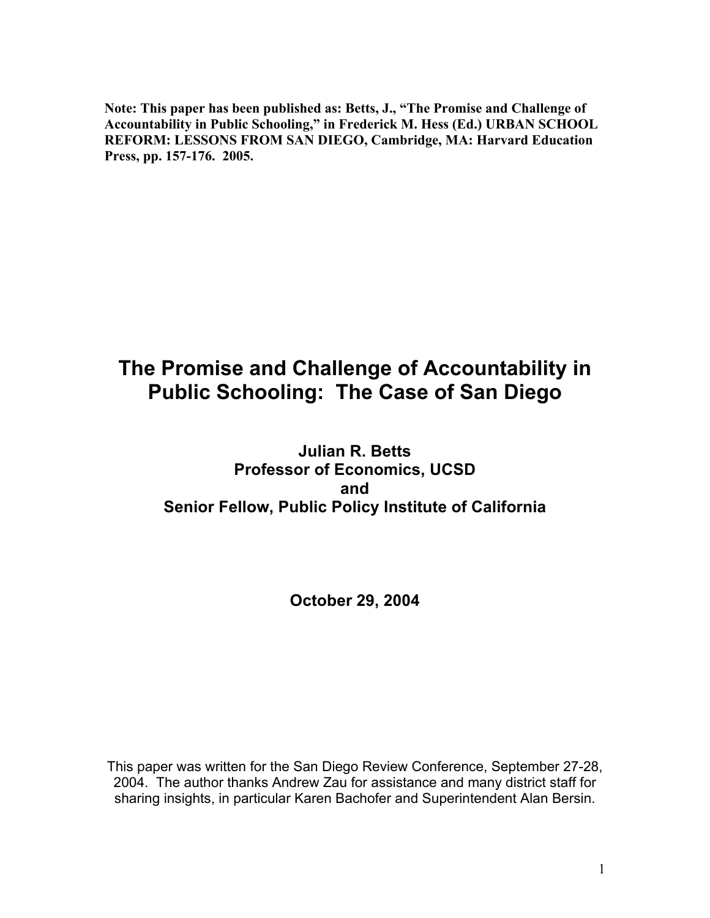**Note: This paper has been published as: Betts, J., "The Promise and Challenge of Accountability in Public Schooling," in Frederick M. Hess (Ed.) URBAN SCHOOL REFORM: LESSONS FROM SAN DIEGO, Cambridge, MA: Harvard Education Press, pp. 157-176. 2005.**

# The Promise and Challenge of Accountability in Public Schooling: The Case of San Diego

**Julian R. Betts**
**Professor of Economics, UCSD**
**and**
**Senior Fellow, Public Policy Institute of California**

**October 29, 2004**

This paper was written for the San Diego Review Conference, September 27-28, 2004. The author thanks Andrew Zau for assistance and many district staff for sharing insights, in particular Karen Bachofer and Superintendent Alan Bersin.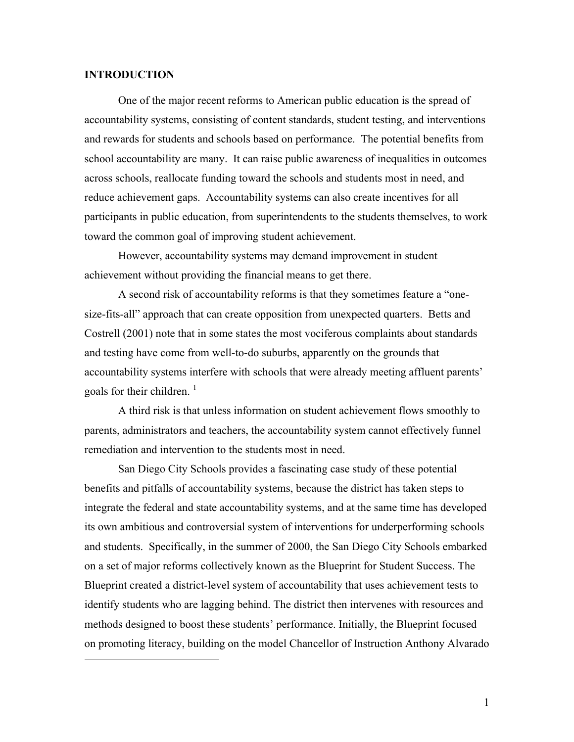## INTRODUCTION

One of the major recent reforms to American public education is the spread of accountability systems, consisting of content standards, student testing, and interventions and rewards for students and schools based on performance. The potential benefits from school accountability are many. It can raise public awareness of inequalities in outcomes across schools, reallocate funding toward the schools and students most in need, and reduce achievement gaps. Accountability systems can also create incentives for all participants in public education, from superintendents to the students themselves, to work toward the common goal of improving student achievement.

However, accountability systems may demand improvement in student achievement without providing the financial means to get there.

A second risk of accountability reforms is that they sometimes feature a "one-size-fits-all" approach that can create opposition from unexpected quarters. Betts and Costrell (2001) note that in some states the most vociferous complaints about standards and testing have come from well-to-do suburbs, apparently on the grounds that accountability systems interfere with schools that were already meeting affluent parents' goals for their children. [1]

A third risk is that unless information on student achievement flows smoothly to parents, administrators and teachers, the accountability system cannot effectively funnel remediation and intervention to the students most in need.

San Diego City Schools provides a fascinating case study of these potential benefits and pitfalls of accountability systems, because the district has taken steps to integrate the federal and state accountability systems, and at the same time has developed its own ambitious and controversial system of interventions for underperforming schools and students. Specifically, in the summer of 2000, the San Diego City Schools embarked on a set of major reforms collectively known as the Blueprint for Student Success. The Blueprint created a district-level system of accountability that uses achievement tests to identify students who are lagging behind. The district then intervenes with resources and methods designed to boost these students' performance. Initially, the Blueprint focused on promoting literacy, building on the model Chancellor of Instruction Anthony Alvarado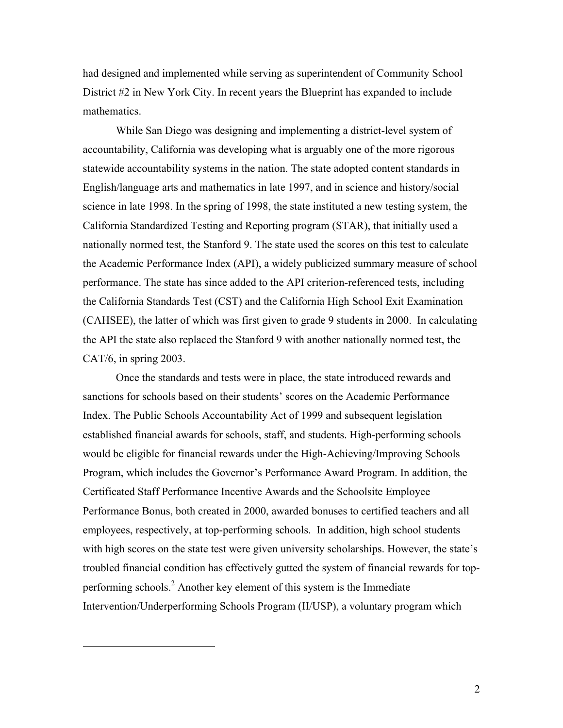had designed and implemented while serving as superintendent of Community School District #2 in New York City. In recent years the Blueprint has expanded to include mathematics.

While San Diego was designing and implementing a district-level system of accountability, California was developing what is arguably one of the more rigorous statewide accountability systems in the nation. The state adopted content standards in English/language arts and mathematics in late 1997, and in science and history/social science in late 1998. In the spring of 1998, the state instituted a new testing system, the California Standardized Testing and Reporting program (STAR), that initially used a nationally normed test, the Stanford 9. The state used the scores on this test to calculate the Academic Performance Index (API), a widely publicized summary measure of school performance. The state has since added to the API criterion-referenced tests, including the California Standards Test (CST) and the California High School Exit Examination (CAHSEE), the latter of which was first given to grade 9 students in 2000. In calculating the API the state also replaced the Stanford 9 with another nationally normed test, the CAT/6, in spring 2003.

Once the standards and tests were in place, the state introduced rewards and sanctions for schools based on their students' scores on the Academic Performance Index. The Public Schools Accountability Act of 1999 and subsequent legislation established financial awards for schools, staff, and students. High-performing schools would be eligible for financial rewards under the High-Achieving/Improving Schools Program, which includes the Governor's Performance Award Program. In addition, the Certificated Staff Performance Incentive Awards and the Schoolsite Employee Performance Bonus, both created in 2000, awarded bonuses to certified teachers and all employees, respectively, at top-performing schools. In addition, high school students with high scores on the state test were given university scholarships. However, the state's troubled financial condition has effectively gutted the system of financial rewards for top-performing schools.[2] Another key element of this system is the Immediate Intervention/Underperforming Schools Program (II/USP), a voluntary program which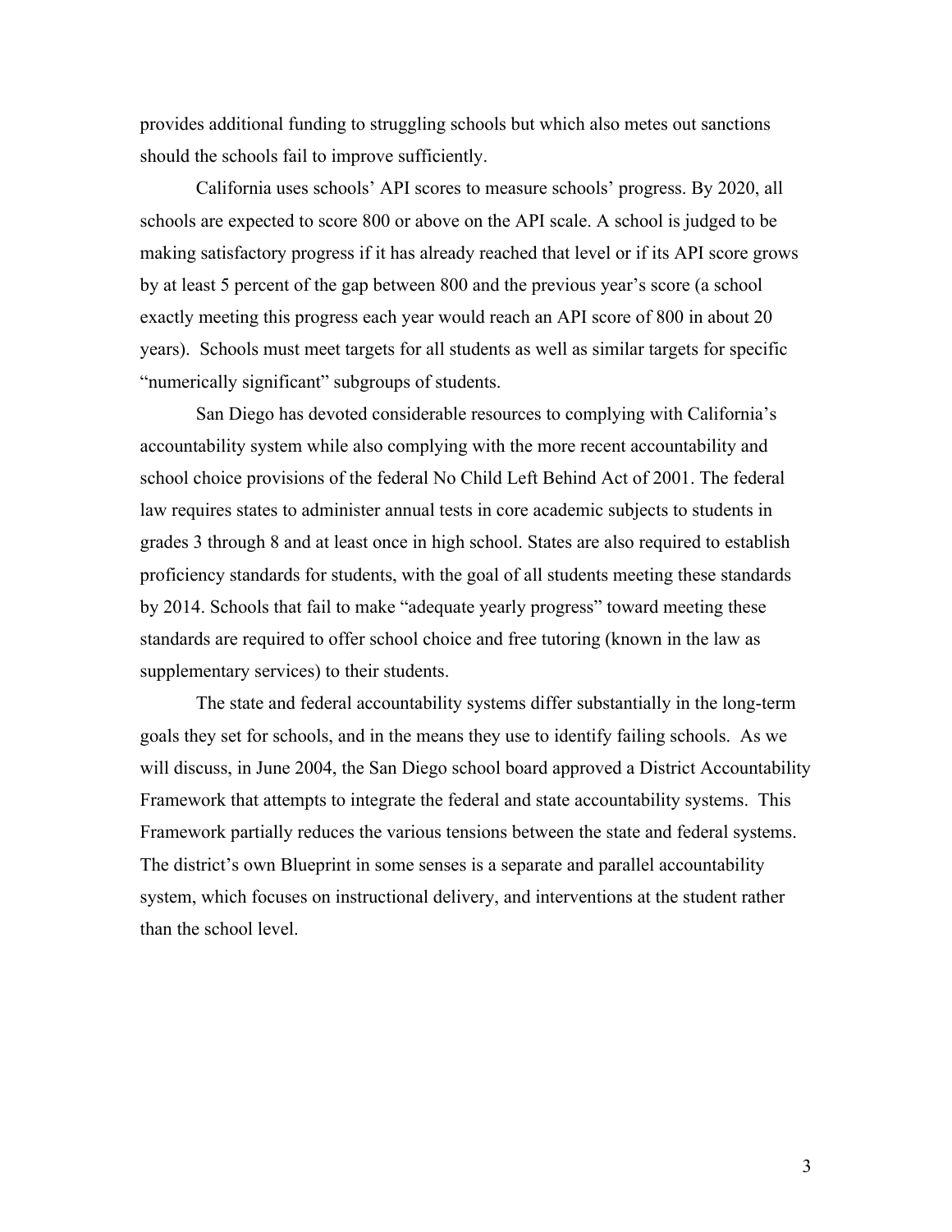provides additional funding to struggling schools but which also metes out sanctions should the schools fail to improve sufficiently.

California uses schools' API scores to measure schools' progress. By 2020, all schools are expected to score 800 or above on the API scale. A school is judged to be making satisfactory progress if it has already reached that level or if its API score grows by at least 5 percent of the gap between 800 and the previous year's score (a school exactly meeting this progress each year would reach an API score of 800 in about 20 years). Schools must meet targets for all students as well as similar targets for specific "numerically significant" subgroups of students.

San Diego has devoted considerable resources to complying with California's accountability system while also complying with the more recent accountability and school choice provisions of the federal No Child Left Behind Act of 2001. The federal law requires states to administer annual tests in core academic subjects to students in grades 3 through 8 and at least once in high school. States are also required to establish proficiency standards for students, with the goal of all students meeting these standards by 2014. Schools that fail to make "adequate yearly progress" toward meeting these standards are required to offer school choice and free tutoring (known in the law as supplementary services) to their students.

The state and federal accountability systems differ substantially in the long-term goals they set for schools, and in the means they use to identify failing schools. As we will discuss, in June 2004, the San Diego school board approved a District Accountability Framework that attempts to integrate the federal and state accountability systems. This Framework partially reduces the various tensions between the state and federal systems. The district's own Blueprint in some senses is a separate and parallel accountability system, which focuses on instructional delivery, and interventions at the student rather than the school level.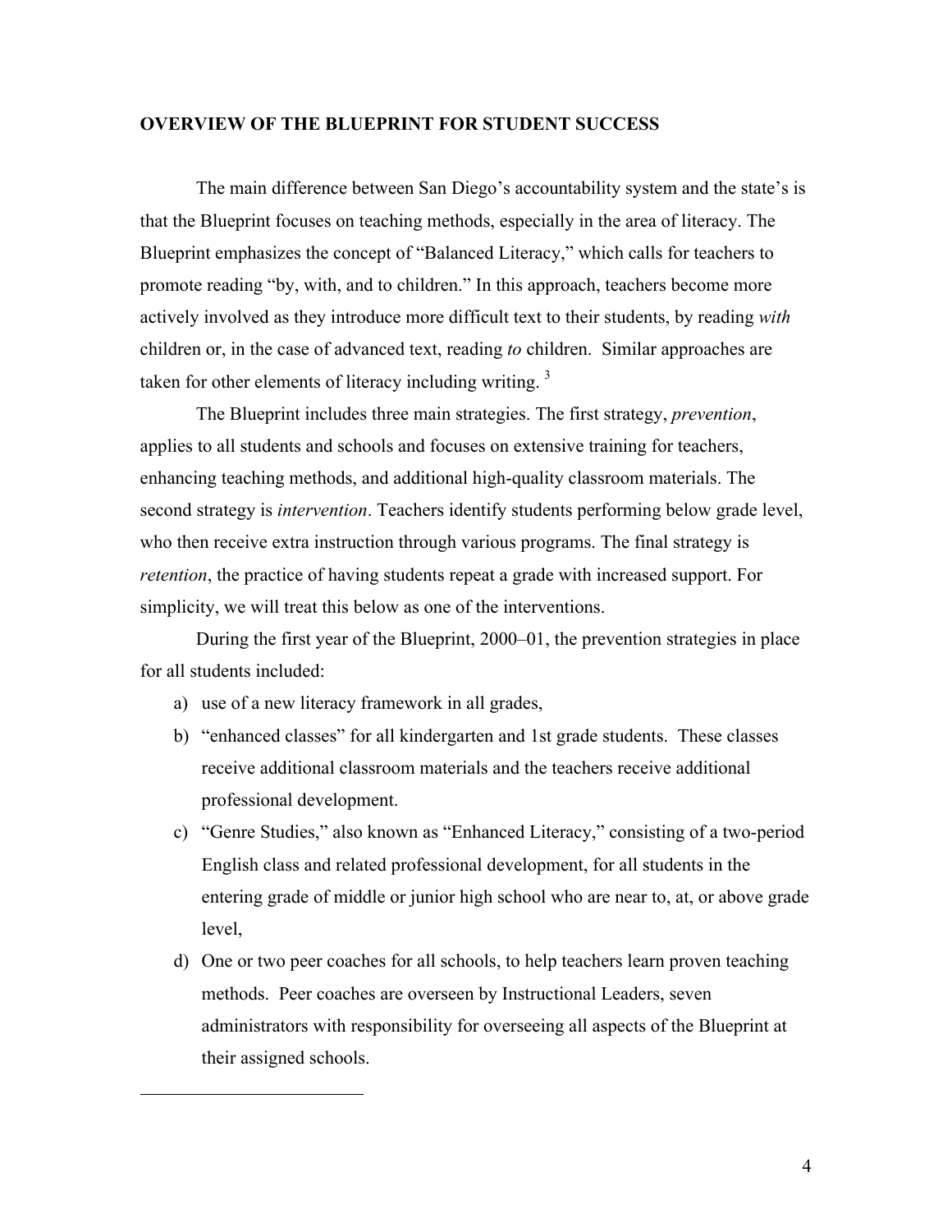## OVERVIEW OF THE BLUEPRINT FOR STUDENT SUCCESS

The main difference between San Diego's accountability system and the state's is that the Blueprint focuses on teaching methods, especially in the area of literacy. The Blueprint emphasizes the concept of "Balanced Literacy," which calls for teachers to promote reading "by, with, and to children." In this approach, teachers become more actively involved as they introduce more difficult text to their students, by reading *with* children or, in the case of advanced text, reading *to* children. Similar approaches are taken for other elements of literacy including writing. [3]

The Blueprint includes three main strategies. The first strategy, *prevention*, applies to all students and schools and focuses on extensive training for teachers, enhancing teaching methods, and additional high-quality classroom materials. The second strategy is *intervention*. Teachers identify students performing below grade level, who then receive extra instruction through various programs. The final strategy is *retention*, the practice of having students repeat a grade with increased support. For simplicity, we will treat this below as one of the interventions.

During the first year of the Blueprint, 2000–01, the prevention strategies in place for all students included:

a) use of a new literacy framework in all grades,
b) "enhanced classes" for all kindergarten and 1st grade students. These classes receive additional classroom materials and the teachers receive additional professional development.
c) "Genre Studies," also known as "Enhanced Literacy," consisting of a two-period English class and related professional development, for all students in the entering grade of middle or junior high school who are near to, at, or above grade level,
d) One or two peer coaches for all schools, to help teachers learn proven teaching methods. Peer coaches are overseen by Instructional Leaders, seven administrators with responsibility for overseeing all aspects of the Blueprint at their assigned schools.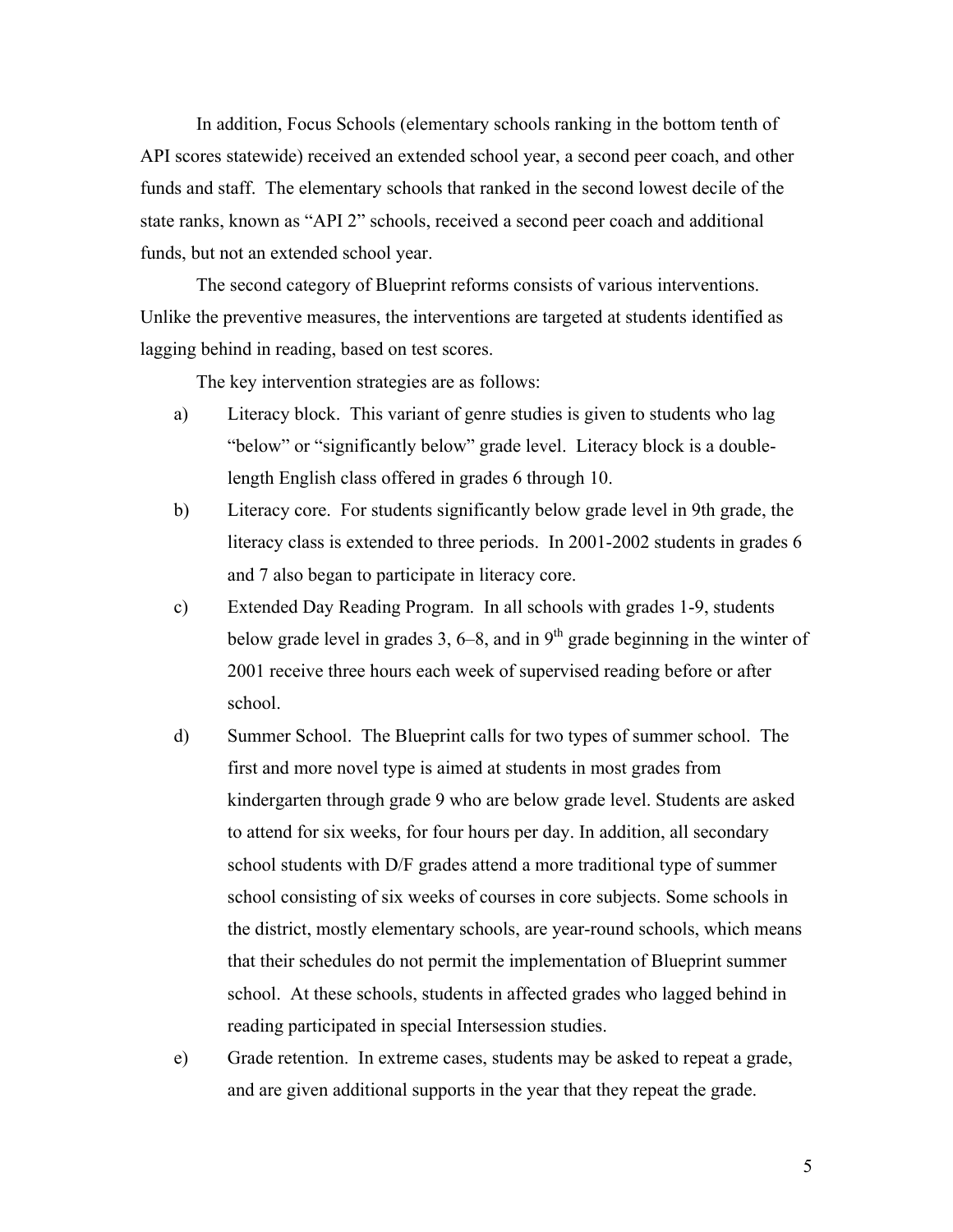In addition, Focus Schools (elementary schools ranking in the bottom tenth of API scores statewide) received an extended school year, a second peer coach, and other funds and staff. The elementary schools that ranked in the second lowest decile of the state ranks, known as "API 2" schools, received a second peer coach and additional funds, but not an extended school year.

The second category of Blueprint reforms consists of various interventions. Unlike the preventive measures, the interventions are targeted at students identified as lagging behind in reading, based on test scores.

The key intervention strategies are as follows:

a) Literacy block. This variant of genre studies is given to students who lag "below" or "significantly below" grade level. Literacy block is a double-length English class offered in grades 6 through 10.

b) Literacy core. For students significantly below grade level in 9th grade, the literacy class is extended to three periods. In 2001-2002 students in grades 6 and 7 also began to participate in literacy core.

c) Extended Day Reading Program. In all schools with grades 1-9, students below grade level in grades 3, 6–8, and in 9th grade beginning in the winter of 2001 receive three hours each week of supervised reading before or after school.

d) Summer School. The Blueprint calls for two types of summer school. The first and more novel type is aimed at students in most grades from kindergarten through grade 9 who are below grade level. Students are asked to attend for six weeks, for four hours per day. In addition, all secondary school students with D/F grades attend a more traditional type of summer school consisting of six weeks of courses in core subjects. Some schools in the district, mostly elementary schools, are year-round schools, which means that their schedules do not permit the implementation of Blueprint summer school. At these schools, students in affected grades who lagged behind in reading participated in special Intersession studies.

e) Grade retention. In extreme cases, students may be asked to repeat a grade, and are given additional supports in the year that they repeat the grade.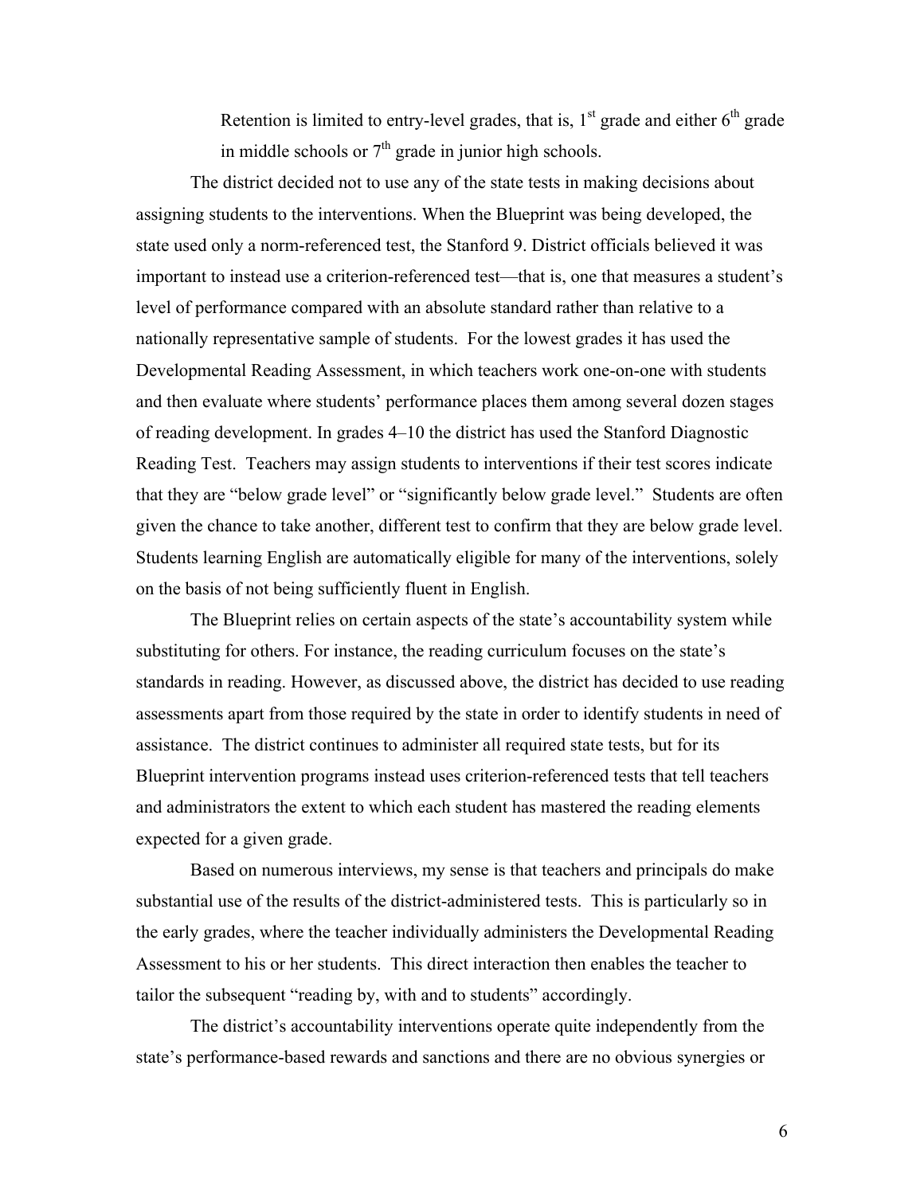Retention is limited to entry-level grades, that is, 1st grade and either 6th grade in middle schools or 7th grade in junior high schools.

The district decided not to use any of the state tests in making decisions about assigning students to the interventions. When the Blueprint was being developed, the state used only a norm-referenced test, the Stanford 9. District officials believed it was important to instead use a criterion-referenced test—that is, one that measures a student's level of performance compared with an absolute standard rather than relative to a nationally representative sample of students. For the lowest grades it has used the Developmental Reading Assessment, in which teachers work one-on-one with students and then evaluate where students' performance places them among several dozen stages of reading development. In grades 4–10 the district has used the Stanford Diagnostic Reading Test. Teachers may assign students to interventions if their test scores indicate that they are "below grade level" or "significantly below grade level." Students are often given the chance to take another, different test to confirm that they are below grade level. Students learning English are automatically eligible for many of the interventions, solely on the basis of not being sufficiently fluent in English.

The Blueprint relies on certain aspects of the state's accountability system while substituting for others. For instance, the reading curriculum focuses on the state's standards in reading. However, as discussed above, the district has decided to use reading assessments apart from those required by the state in order to identify students in need of assistance. The district continues to administer all required state tests, but for its Blueprint intervention programs instead uses criterion-referenced tests that tell teachers and administrators the extent to which each student has mastered the reading elements expected for a given grade.

Based on numerous interviews, my sense is that teachers and principals do make substantial use of the results of the district-administered tests. This is particularly so in the early grades, where the teacher individually administers the Developmental Reading Assessment to his or her students. This direct interaction then enables the teacher to tailor the subsequent "reading by, with and to students" accordingly.

The district's accountability interventions operate quite independently from the state's performance-based rewards and sanctions and there are no obvious synergies or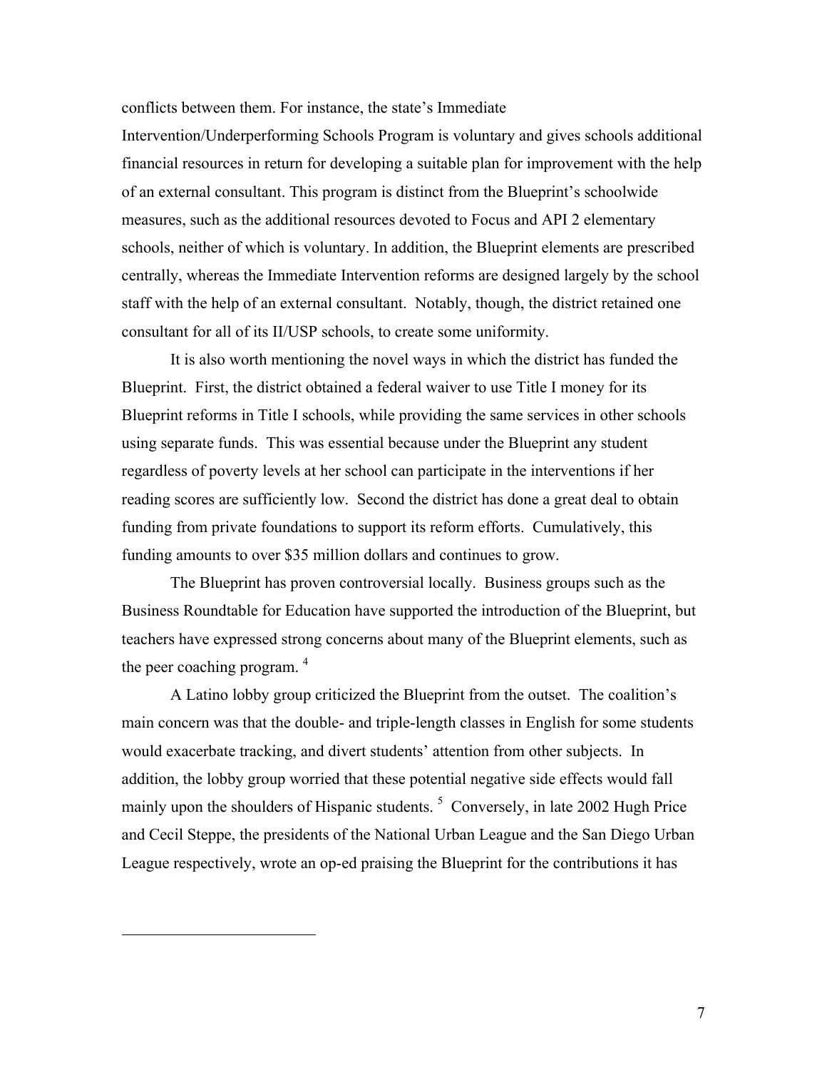conflicts between them. For instance, the state's Immediate Intervention/Underperforming Schools Program is voluntary and gives schools additional financial resources in return for developing a suitable plan for improvement with the help of an external consultant. This program is distinct from the Blueprint's schoolwide measures, such as the additional resources devoted to Focus and API 2 elementary schools, neither of which is voluntary. In addition, the Blueprint elements are prescribed centrally, whereas the Immediate Intervention reforms are designed largely by the school staff with the help of an external consultant. Notably, though, the district retained one consultant for all of its II/USP schools, to create some uniformity.

It is also worth mentioning the novel ways in which the district has funded the Blueprint. First, the district obtained a federal waiver to use Title I money for its Blueprint reforms in Title I schools, while providing the same services in other schools using separate funds. This was essential because under the Blueprint any student regardless of poverty levels at her school can participate in the interventions if her reading scores are sufficiently low. Second the district has done a great deal to obtain funding from private foundations to support its reform efforts. Cumulatively, this funding amounts to over $35 million dollars and continues to grow.

The Blueprint has proven controversial locally. Business groups such as the Business Roundtable for Education have supported the introduction of the Blueprint, but teachers have expressed strong concerns about many of the Blueprint elements, such as the peer coaching program. [4]

A Latino lobby group criticized the Blueprint from the outset. The coalition's main concern was that the double- and triple-length classes in English for some students would exacerbate tracking, and divert students' attention from other subjects. In addition, the lobby group worried that these potential negative side effects would fall mainly upon the shoulders of Hispanic students. [5] Conversely, in late 2002 Hugh Price and Cecil Steppe, the presidents of the National Urban League and the San Diego Urban League respectively, wrote an op-ed praising the Blueprint for the contributions it has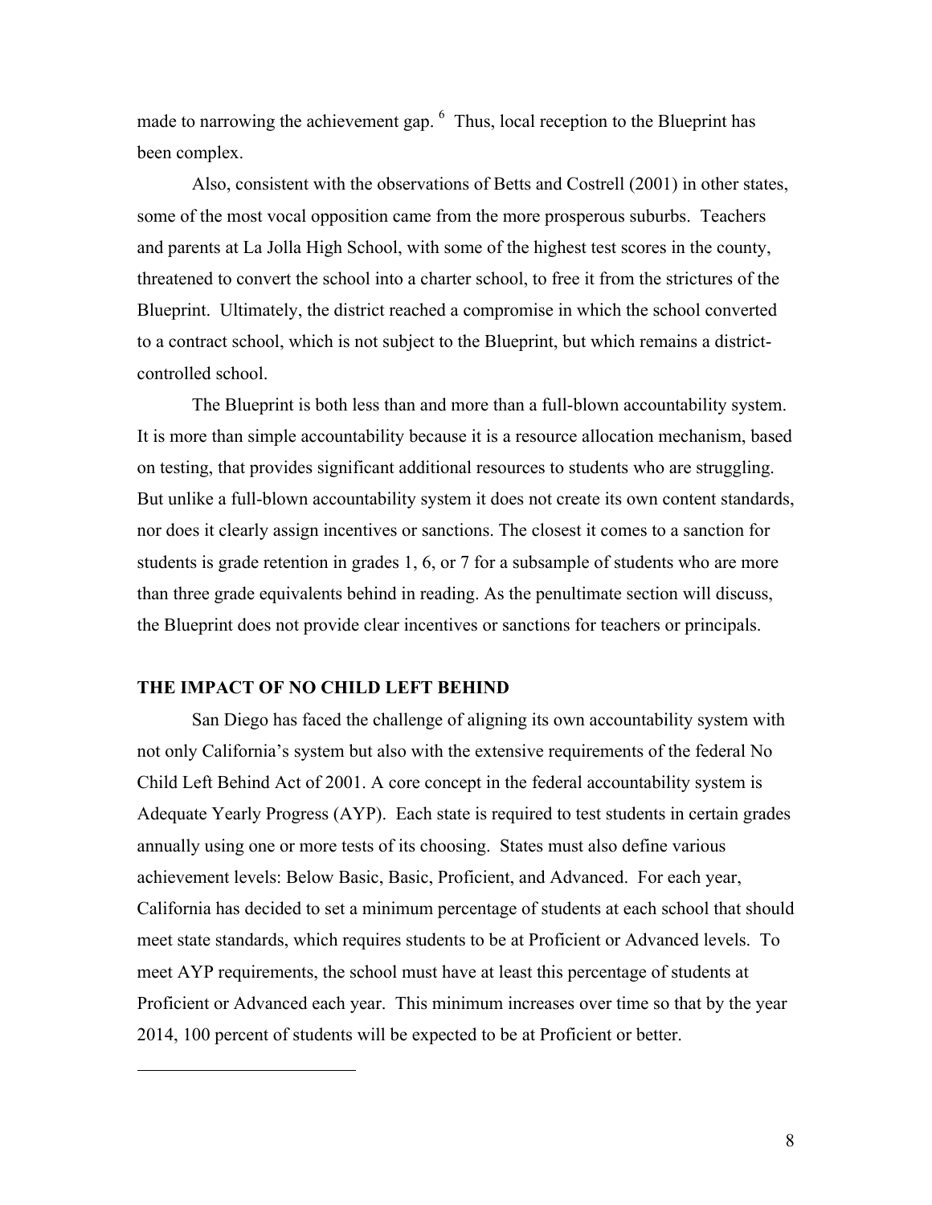made to narrowing the achievement gap. [6] Thus, local reception to the Blueprint has been complex.

Also, consistent with the observations of Betts and Costrell (2001) in other states, some of the most vocal opposition came from the more prosperous suburbs. Teachers and parents at La Jolla High School, with some of the highest test scores in the county, threatened to convert the school into a charter school, to free it from the strictures of the Blueprint. Ultimately, the district reached a compromise in which the school converted to a contract school, which is not subject to the Blueprint, but which remains a district-controlled school.

The Blueprint is both less than and more than a full-blown accountability system. It is more than simple accountability because it is a resource allocation mechanism, based on testing, that provides significant additional resources to students who are struggling. But unlike a full-blown accountability system it does not create its own content standards, nor does it clearly assign incentives or sanctions. The closest it comes to a sanction for students is grade retention in grades 1, 6, or 7 for a subsample of students who are more than three grade equivalents behind in reading. As the penultimate section will discuss, the Blueprint does not provide clear incentives or sanctions for teachers or principals.

## THE IMPACT OF NO CHILD LEFT BEHIND

San Diego has faced the challenge of aligning its own accountability system with not only California's system but also with the extensive requirements of the federal No Child Left Behind Act of 2001. A core concept in the federal accountability system is Adequate Yearly Progress (AYP). Each state is required to test students in certain grades annually using one or more tests of its choosing. States must also define various achievement levels: Below Basic, Basic, Proficient, and Advanced. For each year, California has decided to set a minimum percentage of students at each school that should meet state standards, which requires students to be at Proficient or Advanced levels. To meet AYP requirements, the school must have at least this percentage of students at Proficient or Advanced each year. This minimum increases over time so that by the year 2014, 100 percent of students will be expected to be at Proficient or better.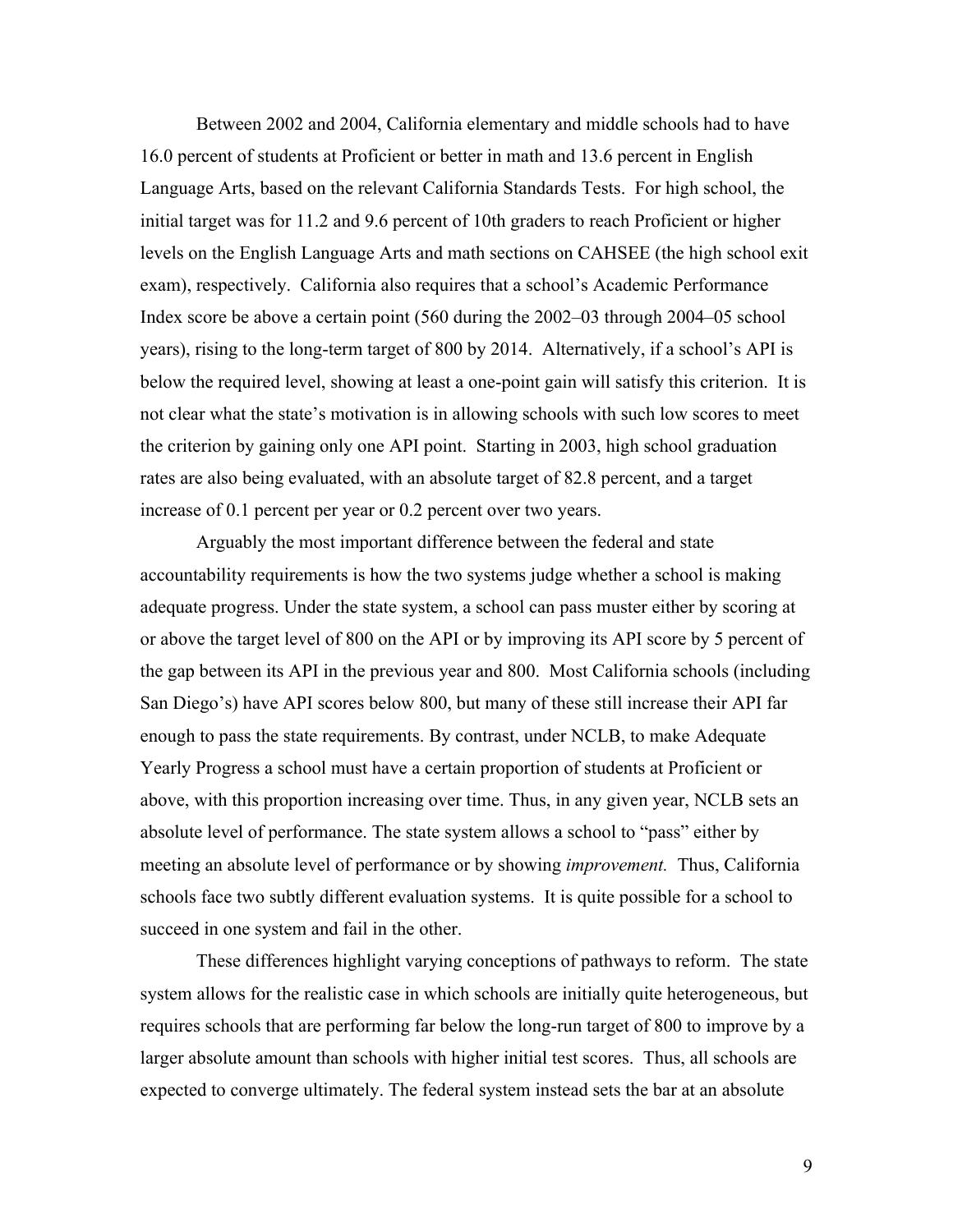Between 2002 and 2004, California elementary and middle schools had to have 16.0 percent of students at Proficient or better in math and 13.6 percent in English Language Arts, based on the relevant California Standards Tests. For high school, the initial target was for 11.2 and 9.6 percent of 10th graders to reach Proficient or higher levels on the English Language Arts and math sections on CAHSEE (the high school exit exam), respectively. California also requires that a school's Academic Performance Index score be above a certain point (560 during the 2002–03 through 2004–05 school years), rising to the long-term target of 800 by 2014. Alternatively, if a school's API is below the required level, showing at least a one-point gain will satisfy this criterion. It is not clear what the state's motivation is in allowing schools with such low scores to meet the criterion by gaining only one API point. Starting in 2003, high school graduation rates are also being evaluated, with an absolute target of 82.8 percent, and a target increase of 0.1 percent per year or 0.2 percent over two years.

Arguably the most important difference between the federal and state accountability requirements is how the two systems judge whether a school is making adequate progress. Under the state system, a school can pass muster either by scoring at or above the target level of 800 on the API or by improving its API score by 5 percent of the gap between its API in the previous year and 800. Most California schools (including San Diego's) have API scores below 800, but many of these still increase their API far enough to pass the state requirements. By contrast, under NCLB, to make Adequate Yearly Progress a school must have a certain proportion of students at Proficient or above, with this proportion increasing over time. Thus, in any given year, NCLB sets an absolute level of performance. The state system allows a school to "pass" either by meeting an absolute level of performance or by showing *improvement.* Thus, California schools face two subtly different evaluation systems. It is quite possible for a school to succeed in one system and fail in the other.

These differences highlight varying conceptions of pathways to reform. The state system allows for the realistic case in which schools are initially quite heterogeneous, but requires schools that are performing far below the long-run target of 800 to improve by a larger absolute amount than schools with higher initial test scores. Thus, all schools are expected to converge ultimately. The federal system instead sets the bar at an absolute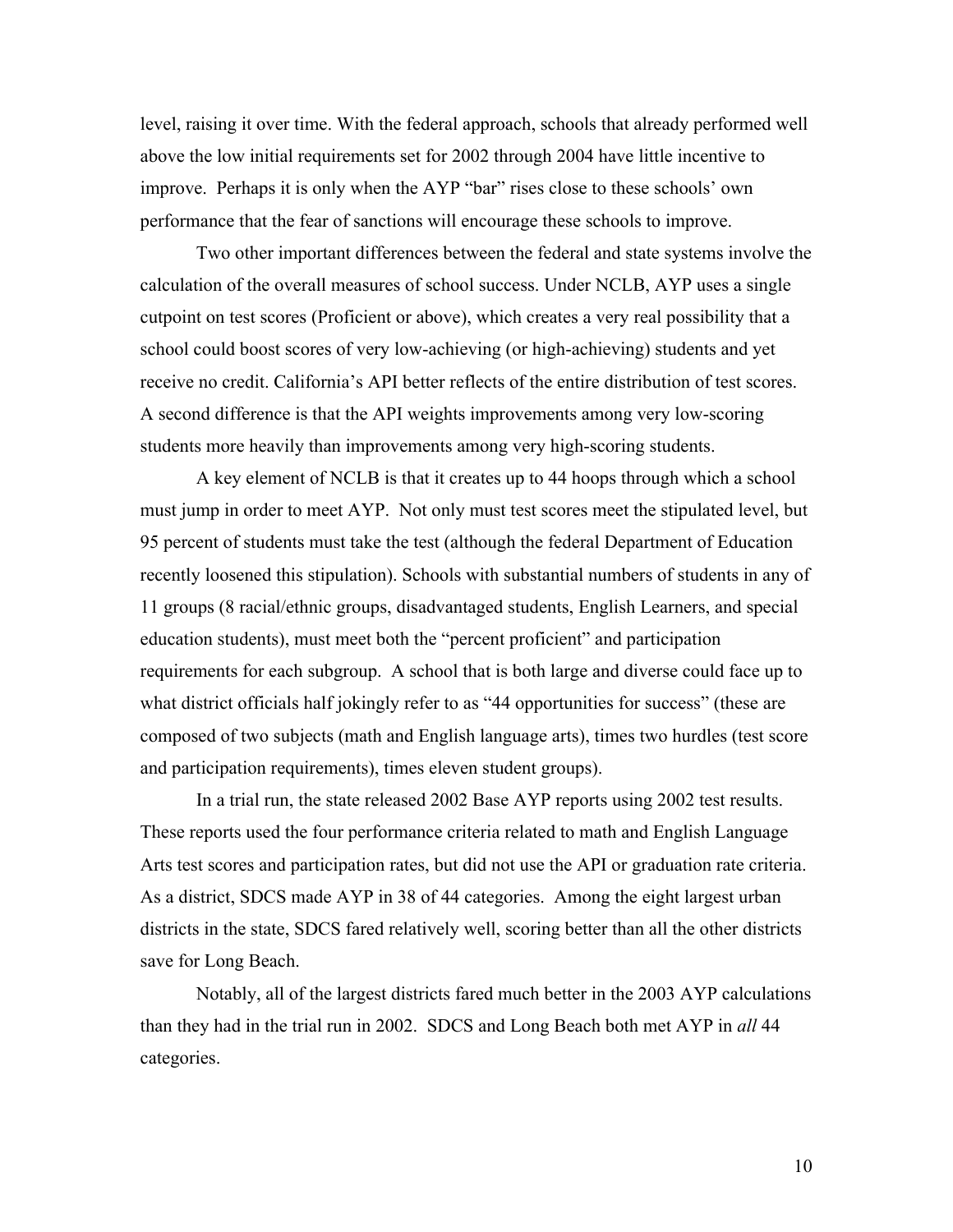level, raising it over time. With the federal approach, schools that already performed well above the low initial requirements set for 2002 through 2004 have little incentive to improve. Perhaps it is only when the AYP "bar" rises close to these schools' own performance that the fear of sanctions will encourage these schools to improve.

Two other important differences between the federal and state systems involve the calculation of the overall measures of school success. Under NCLB, AYP uses a single cutpoint on test scores (Proficient or above), which creates a very real possibility that a school could boost scores of very low-achieving (or high-achieving) students and yet receive no credit. California's API better reflects of the entire distribution of test scores. A second difference is that the API weights improvements among very low-scoring students more heavily than improvements among very high-scoring students.

A key element of NCLB is that it creates up to 44 hoops through which a school must jump in order to meet AYP. Not only must test scores meet the stipulated level, but 95 percent of students must take the test (although the federal Department of Education recently loosened this stipulation). Schools with substantial numbers of students in any of 11 groups (8 racial/ethnic groups, disadvantaged students, English Learners, and special education students), must meet both the "percent proficient" and participation requirements for each subgroup. A school that is both large and diverse could face up to what district officials half jokingly refer to as "44 opportunities for success" (these are composed of two subjects (math and English language arts), times two hurdles (test score and participation requirements), times eleven student groups).

In a trial run, the state released 2002 Base AYP reports using 2002 test results. These reports used the four performance criteria related to math and English Language Arts test scores and participation rates, but did not use the API or graduation rate criteria. As a district, SDCS made AYP in 38 of 44 categories. Among the eight largest urban districts in the state, SDCS fared relatively well, scoring better than all the other districts save for Long Beach.

Notably, all of the largest districts fared much better in the 2003 AYP calculations than they had in the trial run in 2002. SDCS and Long Beach both met AYP in *all* 44 categories.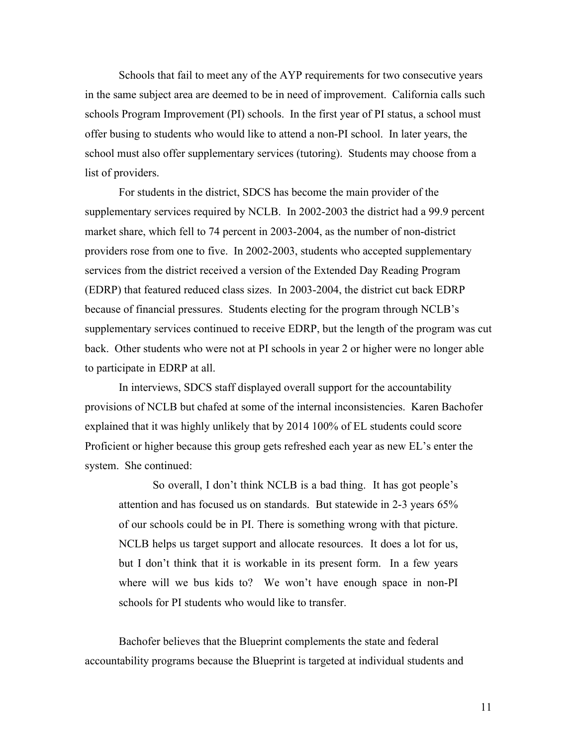Schools that fail to meet any of the AYP requirements for two consecutive years in the same subject area are deemed to be in need of improvement. California calls such schools Program Improvement (PI) schools. In the first year of PI status, a school must offer busing to students who would like to attend a non-PI school. In later years, the school must also offer supplementary services (tutoring). Students may choose from a list of providers.

For students in the district, SDCS has become the main provider of the supplementary services required by NCLB. In 2002-2003 the district had a 99.9 percent market share, which fell to 74 percent in 2003-2004, as the number of non-district providers rose from one to five. In 2002-2003, students who accepted supplementary services from the district received a version of the Extended Day Reading Program (EDRP) that featured reduced class sizes. In 2003-2004, the district cut back EDRP because of financial pressures. Students electing for the program through NCLB's supplementary services continued to receive EDRP, but the length of the program was cut back. Other students who were not at PI schools in year 2 or higher were no longer able to participate in EDRP at all.

In interviews, SDCS staff displayed overall support for the accountability provisions of NCLB but chafed at some of the internal inconsistencies. Karen Bachofer explained that it was highly unlikely that by 2014 100% of EL students could score Proficient or higher because this group gets refreshed each year as new EL's enter the system. She continued:

> So overall, I don't think NCLB is a bad thing. It has got people's attention and has focused us on standards. But statewide in 2-3 years 65% of our schools could be in PI. There is something wrong with that picture. NCLB helps us target support and allocate resources. It does a lot for us, but I don't think that it is workable in its present form. In a few years where will we bus kids to? We won't have enough space in non-PI schools for PI students who would like to transfer.

Bachofer believes that the Blueprint complements the state and federal accountability programs because the Blueprint is targeted at individual students and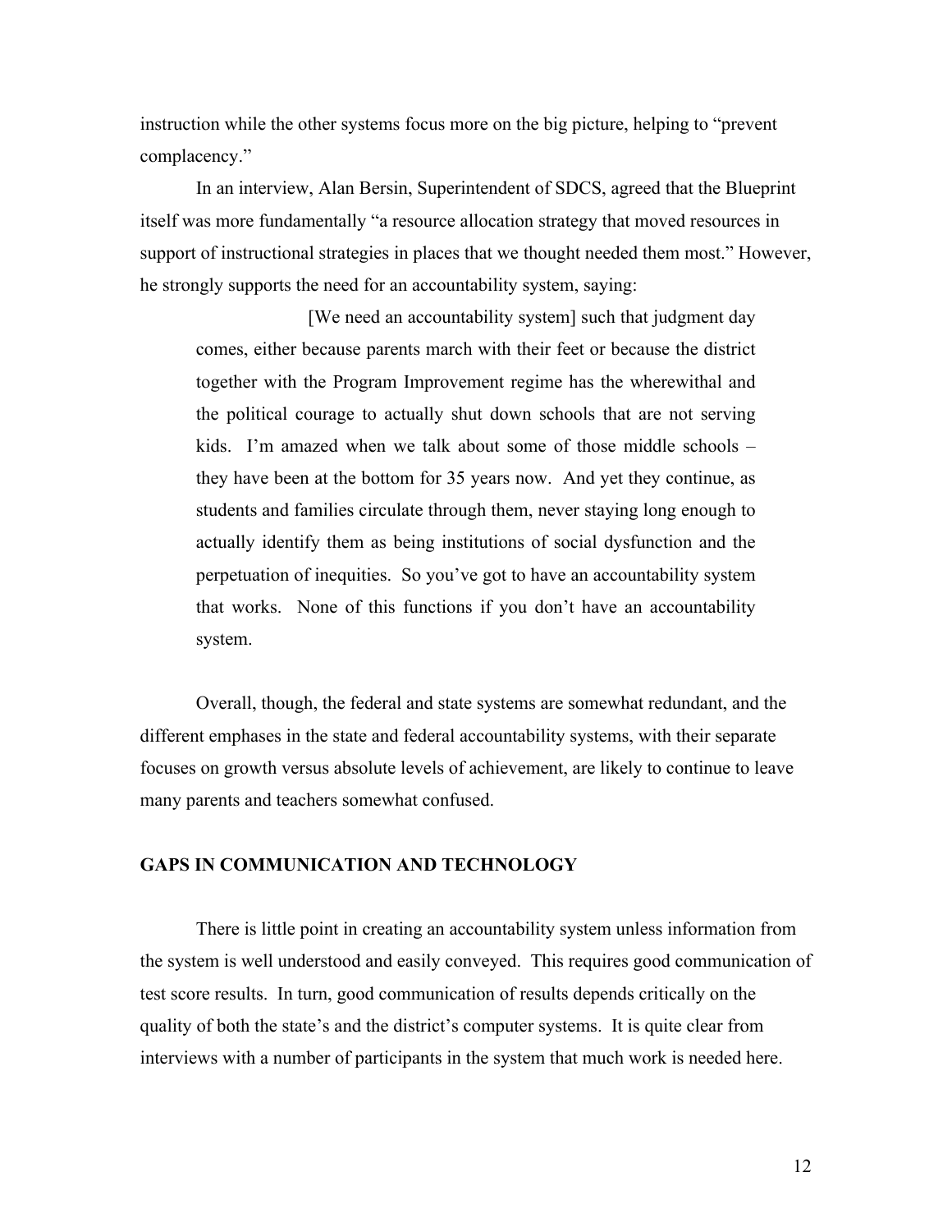instruction while the other systems focus more on the big picture, helping to "prevent complacency."

In an interview, Alan Bersin, Superintendent of SDCS, agreed that the Blueprint itself was more fundamentally "a resource allocation strategy that moved resources in support of instructional strategies in places that we thought needed them most." However, he strongly supports the need for an accountability system, saying:

> [We need an accountability system] such that judgment day comes, either because parents march with their feet or because the district together with the Program Improvement regime has the wherewithal and the political courage to actually shut down schools that are not serving kids. I'm amazed when we talk about some of those middle schools – they have been at the bottom for 35 years now. And yet they continue, as students and families circulate through them, never staying long enough to actually identify them as being institutions of social dysfunction and the perpetuation of inequities. So you've got to have an accountability system that works. None of this functions if you don't have an accountability system.

Overall, though, the federal and state systems are somewhat redundant, and the different emphases in the state and federal accountability systems, with their separate focuses on growth versus absolute levels of achievement, are likely to continue to leave many parents and teachers somewhat confused.

## GAPS IN COMMUNICATION AND TECHNOLOGY

There is little point in creating an accountability system unless information from the system is well understood and easily conveyed. This requires good communication of test score results. In turn, good communication of results depends critically on the quality of both the state's and the district's computer systems. It is quite clear from interviews with a number of participants in the system that much work is needed here.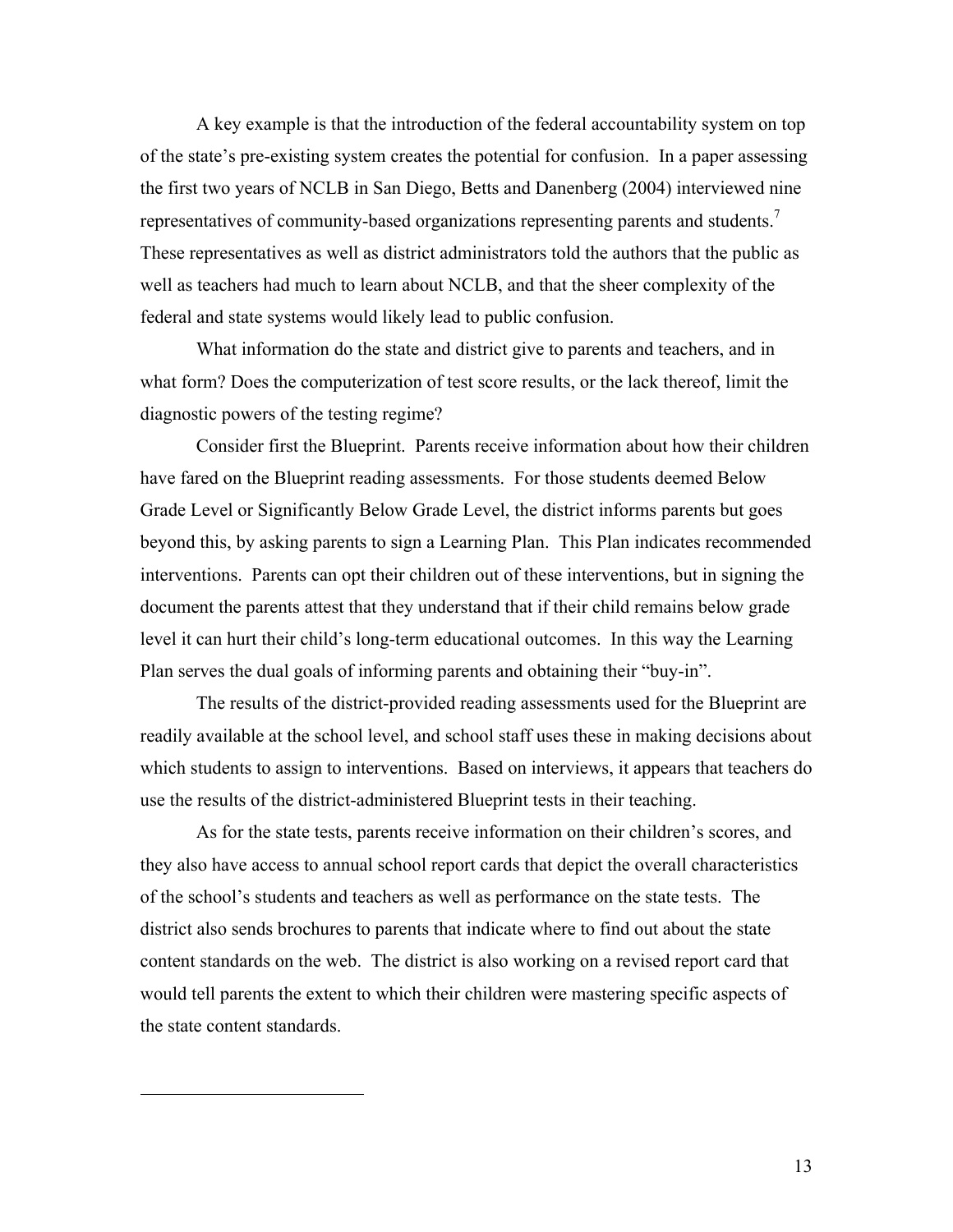A key example is that the introduction of the federal accountability system on top of the state's pre-existing system creates the potential for confusion. In a paper assessing the first two years of NCLB in San Diego, Betts and Danenberg (2004) interviewed nine representatives of community-based organizations representing parents and students.[7] These representatives as well as district administrators told the authors that the public as well as teachers had much to learn about NCLB, and that the sheer complexity of the federal and state systems would likely lead to public confusion.

What information do the state and district give to parents and teachers, and in what form? Does the computerization of test score results, or the lack thereof, limit the diagnostic powers of the testing regime?

Consider first the Blueprint. Parents receive information about how their children have fared on the Blueprint reading assessments. For those students deemed Below Grade Level or Significantly Below Grade Level, the district informs parents but goes beyond this, by asking parents to sign a Learning Plan. This Plan indicates recommended interventions. Parents can opt their children out of these interventions, but in signing the document the parents attest that they understand that if their child remains below grade level it can hurt their child's long-term educational outcomes. In this way the Learning Plan serves the dual goals of informing parents and obtaining their "buy-in".

The results of the district-provided reading assessments used for the Blueprint are readily available at the school level, and school staff uses these in making decisions about which students to assign to interventions. Based on interviews, it appears that teachers do use the results of the district-administered Blueprint tests in their teaching.

As for the state tests, parents receive information on their children's scores, and they also have access to annual school report cards that depict the overall characteristics of the school's students and teachers as well as performance on the state tests. The district also sends brochures to parents that indicate where to find out about the state content standards on the web. The district is also working on a revised report card that would tell parents the extent to which their children were mastering specific aspects of the state content standards.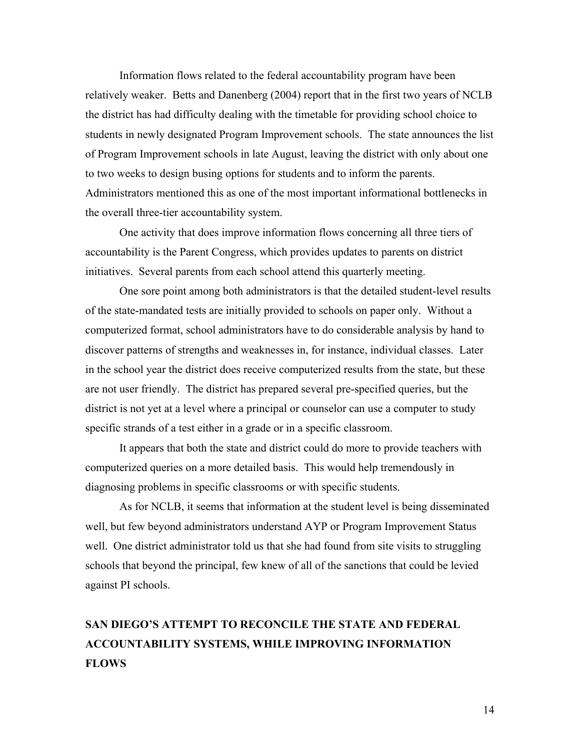Information flows related to the federal accountability program have been relatively weaker. Betts and Danenberg (2004) report that in the first two years of NCLB the district has had difficulty dealing with the timetable for providing school choice to students in newly designated Program Improvement schools. The state announces the list of Program Improvement schools in late August, leaving the district with only about one to two weeks to design busing options for students and to inform the parents. Administrators mentioned this as one of the most important informational bottlenecks in the overall three-tier accountability system.

One activity that does improve information flows concerning all three tiers of accountability is the Parent Congress, which provides updates to parents on district initiatives. Several parents from each school attend this quarterly meeting.

One sore point among both administrators is that the detailed student-level results of the state-mandated tests are initially provided to schools on paper only. Without a computerized format, school administrators have to do considerable analysis by hand to discover patterns of strengths and weaknesses in, for instance, individual classes. Later in the school year the district does receive computerized results from the state, but these are not user friendly. The district has prepared several pre-specified queries, but the district is not yet at a level where a principal or counselor can use a computer to study specific strands of a test either in a grade or in a specific classroom.

It appears that both the state and district could do more to provide teachers with computerized queries on a more detailed basis. This would help tremendously in diagnosing problems in specific classrooms or with specific students.

As for NCLB, it seems that information at the student level is being disseminated well, but few beyond administrators understand AYP or Program Improvement Status well. One district administrator told us that she had found from site visits to struggling schools that beyond the principal, few knew of all of the sanctions that could be levied against PI schools.

## SAN DIEGO'S ATTEMPT TO RECONCILE THE STATE AND FEDERAL ACCOUNTABILITY SYSTEMS, WHILE IMPROVING INFORMATION FLOWS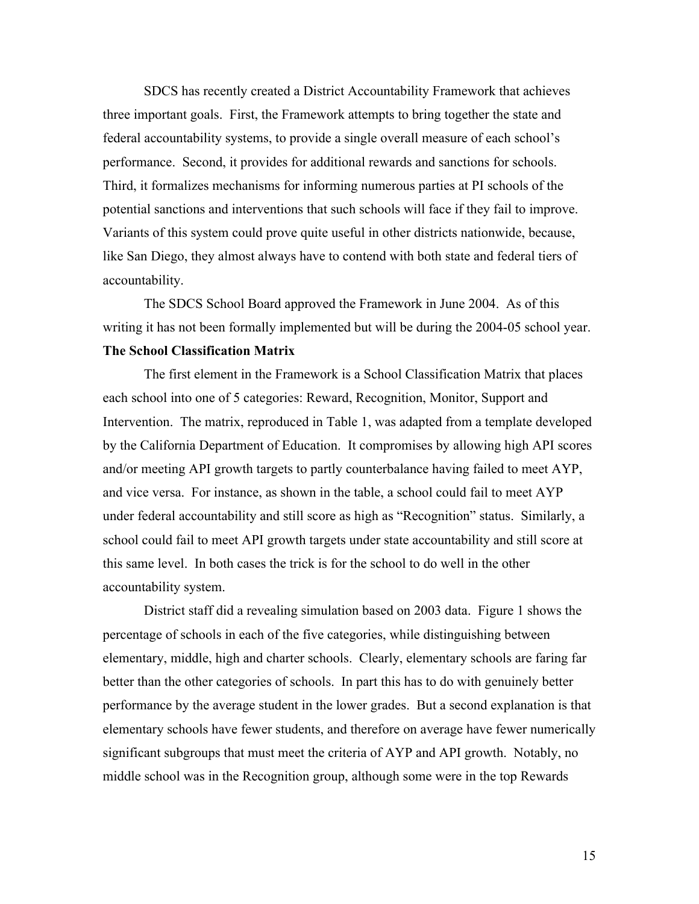SDCS has recently created a District Accountability Framework that achieves three important goals. First, the Framework attempts to bring together the state and federal accountability systems, to provide a single overall measure of each school's performance. Second, it provides for additional rewards and sanctions for schools. Third, it formalizes mechanisms for informing numerous parties at PI schools of the potential sanctions and interventions that such schools will face if they fail to improve. Variants of this system could prove quite useful in other districts nationwide, because, like San Diego, they almost always have to contend with both state and federal tiers of accountability.

The SDCS School Board approved the Framework in June 2004. As of this writing it has not been formally implemented but will be during the 2004-05 school year.

**The School Classification Matrix**

The first element in the Framework is a School Classification Matrix that places each school into one of 5 categories: Reward, Recognition, Monitor, Support and Intervention. The matrix, reproduced in Table 1, was adapted from a template developed by the California Department of Education. It compromises by allowing high API scores and/or meeting API growth targets to partly counterbalance having failed to meet AYP, and vice versa. For instance, as shown in the table, a school could fail to meet AYP under federal accountability and still score as high as "Recognition" status. Similarly, a school could fail to meet API growth targets under state accountability and still score at this same level. In both cases the trick is for the school to do well in the other accountability system.

District staff did a revealing simulation based on 2003 data. Figure 1 shows the percentage of schools in each of the five categories, while distinguishing between elementary, middle, high and charter schools. Clearly, elementary schools are faring far better than the other categories of schools. In part this has to do with genuinely better performance by the average student in the lower grades. But a second explanation is that elementary schools have fewer students, and therefore on average have fewer numerically significant subgroups that must meet the criteria of AYP and API growth. Notably, no middle school was in the Recognition group, although some were in the top Rewards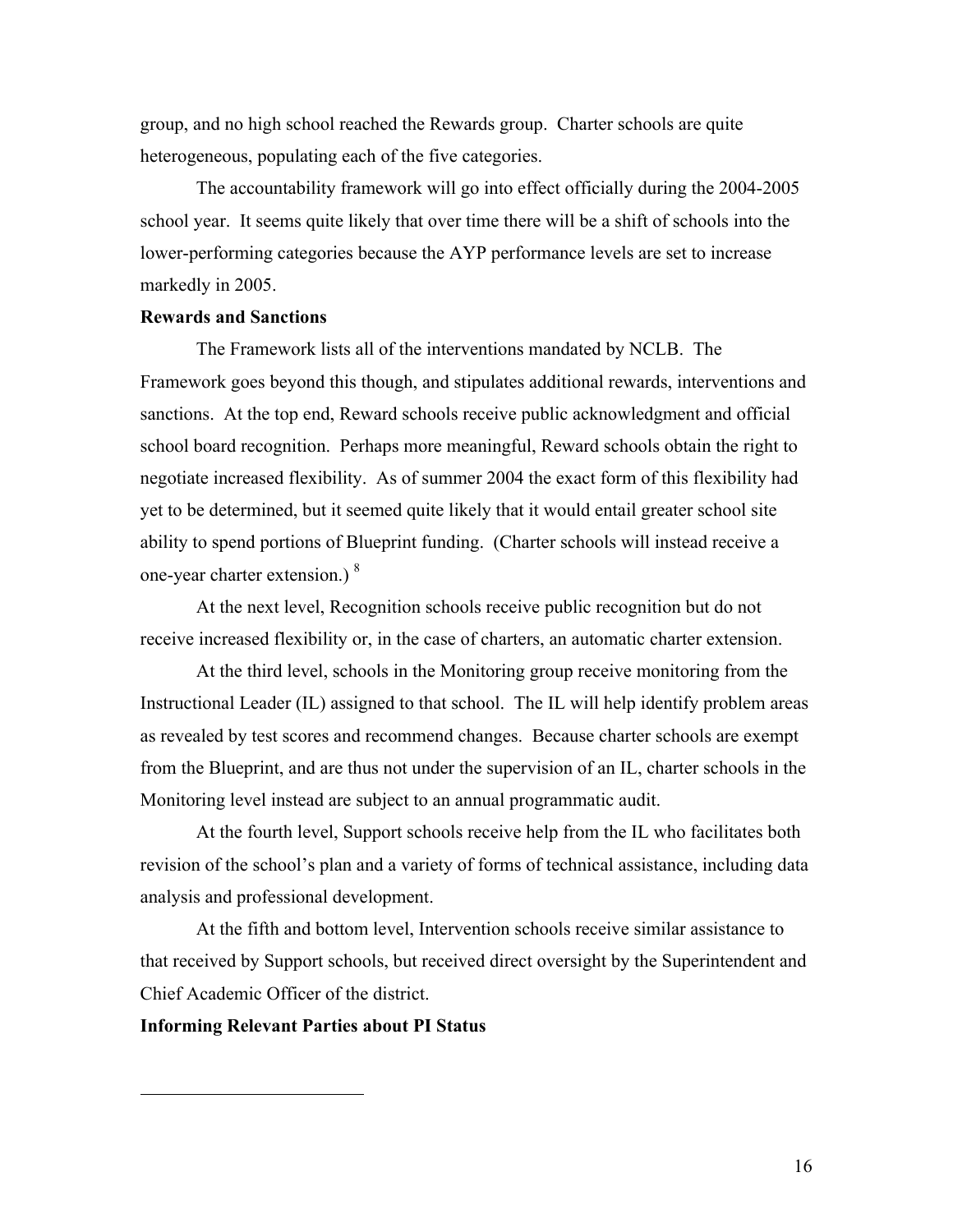group, and no high school reached the Rewards group. Charter schools are quite heterogeneous, populating each of the five categories.

The accountability framework will go into effect officially during the 2004-2005 school year. It seems quite likely that over time there will be a shift of schools into the lower-performing categories because the AYP performance levels are set to increase markedly in 2005.

**Rewards and Sanctions**

The Framework lists all of the interventions mandated by NCLB. The Framework goes beyond this though, and stipulates additional rewards, interventions and sanctions. At the top end, Reward schools receive public acknowledgment and official school board recognition. Perhaps more meaningful, Reward schools obtain the right to negotiate increased flexibility. As of summer 2004 the exact form of this flexibility had yet to be determined, but it seemed quite likely that it would entail greater school site ability to spend portions of Blueprint funding. (Charter schools will instead receive a one-year charter extension.) [8]

At the next level, Recognition schools receive public recognition but do not receive increased flexibility or, in the case of charters, an automatic charter extension.

At the third level, schools in the Monitoring group receive monitoring from the Instructional Leader (IL) assigned to that school. The IL will help identify problem areas as revealed by test scores and recommend changes. Because charter schools are exempt from the Blueprint, and are thus not under the supervision of an IL, charter schools in the Monitoring level instead are subject to an annual programmatic audit.

At the fourth level, Support schools receive help from the IL who facilitates both revision of the school's plan and a variety of forms of technical assistance, including data analysis and professional development.

At the fifth and bottom level, Intervention schools receive similar assistance to that received by Support schools, but received direct oversight by the Superintendent and Chief Academic Officer of the district.

**Informing Relevant Parties about PI Status**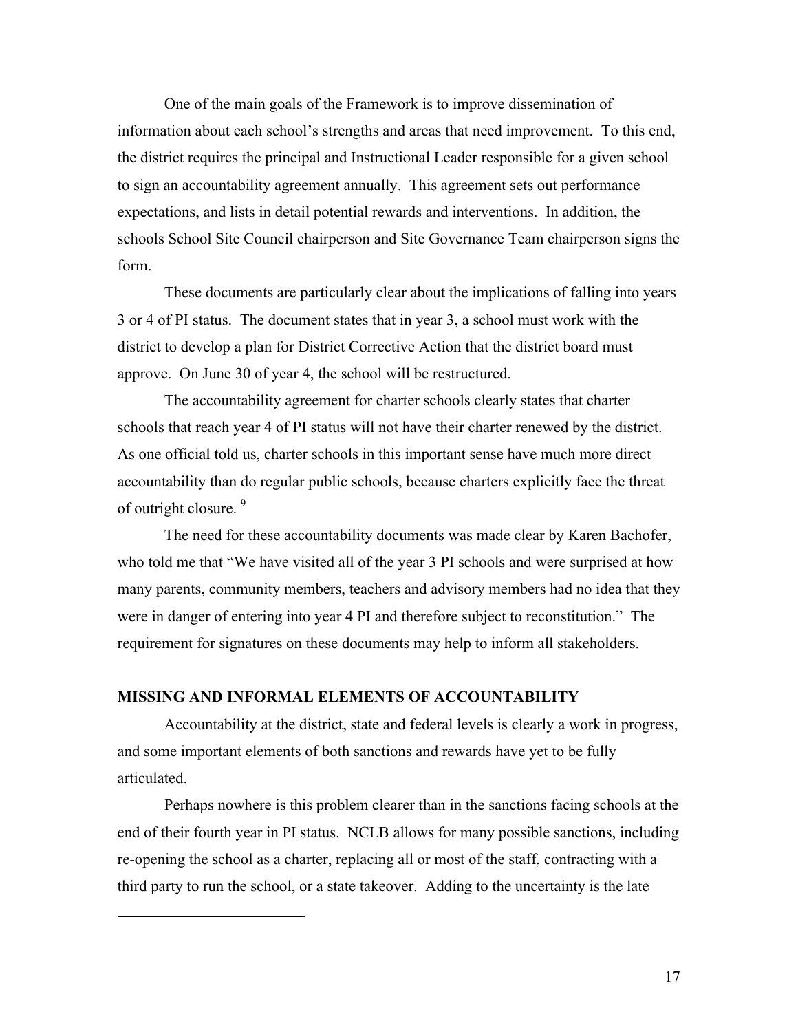One of the main goals of the Framework is to improve dissemination of information about each school's strengths and areas that need improvement. To this end, the district requires the principal and Instructional Leader responsible for a given school to sign an accountability agreement annually. This agreement sets out performance expectations, and lists in detail potential rewards and interventions. In addition, the schools School Site Council chairperson and Site Governance Team chairperson signs the form.

These documents are particularly clear about the implications of falling into years 3 or 4 of PI status. The document states that in year 3, a school must work with the district to develop a plan for District Corrective Action that the district board must approve. On June 30 of year 4, the school will be restructured.

The accountability agreement for charter schools clearly states that charter schools that reach year 4 of PI status will not have their charter renewed by the district. As one official told us, charter schools in this important sense have much more direct accountability than do regular public schools, because charters explicitly face the threat of outright closure. [9]

The need for these accountability documents was made clear by Karen Bachofer, who told me that "We have visited all of the year 3 PI schools and were surprised at how many parents, community members, teachers and advisory members had no idea that they were in danger of entering into year 4 PI and therefore subject to reconstitution." The requirement for signatures on these documents may help to inform all stakeholders.

## MISSING AND INFORMAL ELEMENTS OF ACCOUNTABILITY

Accountability at the district, state and federal levels is clearly a work in progress, and some important elements of both sanctions and rewards have yet to be fully articulated.

Perhaps nowhere is this problem clearer than in the sanctions facing schools at the end of their fourth year in PI status. NCLB allows for many possible sanctions, including re-opening the school as a charter, replacing all or most of the staff, contracting with a third party to run the school, or a state takeover. Adding to the uncertainty is the late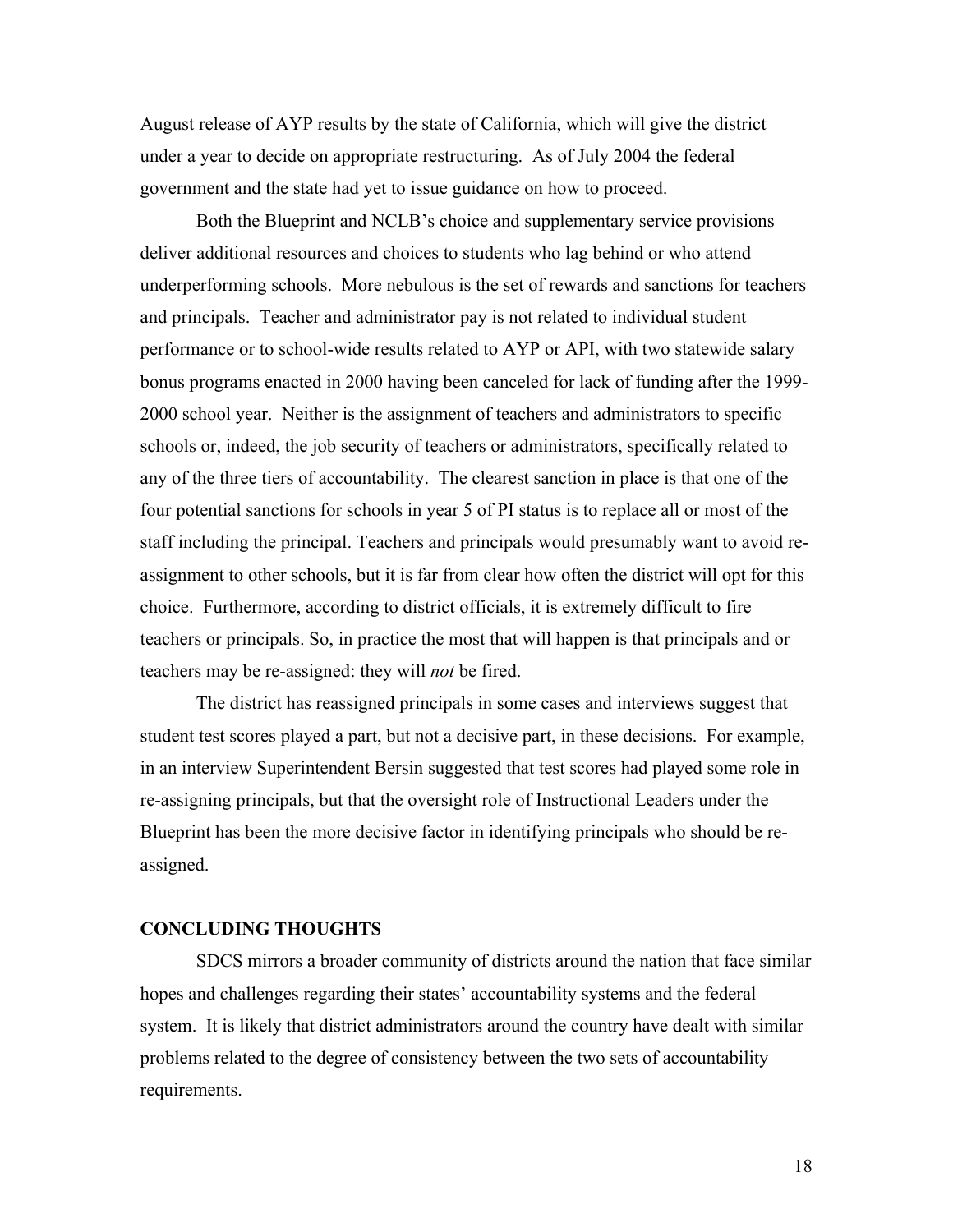August release of AYP results by the state of California, which will give the district under a year to decide on appropriate restructuring. As of July 2004 the federal government and the state had yet to issue guidance on how to proceed.

Both the Blueprint and NCLB's choice and supplementary service provisions deliver additional resources and choices to students who lag behind or who attend underperforming schools. More nebulous is the set of rewards and sanctions for teachers and principals. Teacher and administrator pay is not related to individual student performance or to school-wide results related to AYP or API, with two statewide salary bonus programs enacted in 2000 having been canceled for lack of funding after the 1999-2000 school year. Neither is the assignment of teachers and administrators to specific schools or, indeed, the job security of teachers or administrators, specifically related to any of the three tiers of accountability. The clearest sanction in place is that one of the four potential sanctions for schools in year 5 of PI status is to replace all or most of the staff including the principal. Teachers and principals would presumably want to avoid re-assignment to other schools, but it is far from clear how often the district will opt for this choice. Furthermore, according to district officials, it is extremely difficult to fire teachers or principals. So, in practice the most that will happen is that principals and or teachers may be re-assigned: they will *not* be fired.

The district has reassigned principals in some cases and interviews suggest that student test scores played a part, but not a decisive part, in these decisions. For example, in an interview Superintendent Bersin suggested that test scores had played some role in re-assigning principals, but that the oversight role of Instructional Leaders under the Blueprint has been the more decisive factor in identifying principals who should be re-assigned.

## CONCLUDING THOUGHTS

SDCS mirrors a broader community of districts around the nation that face similar hopes and challenges regarding their states' accountability systems and the federal system. It is likely that district administrators around the country have dealt with similar problems related to the degree of consistency between the two sets of accountability requirements.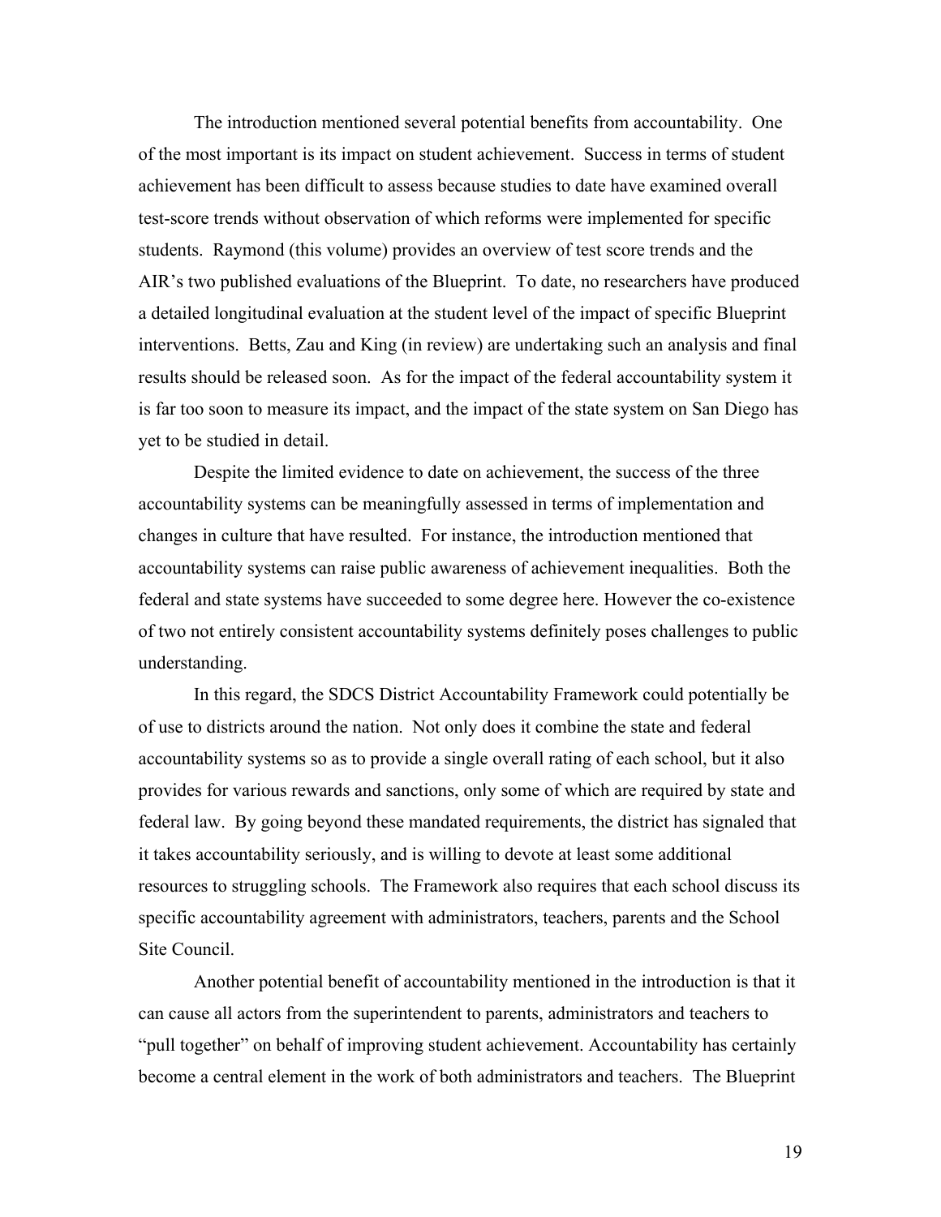The introduction mentioned several potential benefits from accountability. One of the most important is its impact on student achievement. Success in terms of student achievement has been difficult to assess because studies to date have examined overall test-score trends without observation of which reforms were implemented for specific students. Raymond (this volume) provides an overview of test score trends and the AIR's two published evaluations of the Blueprint. To date, no researchers have produced a detailed longitudinal evaluation at the student level of the impact of specific Blueprint interventions. Betts, Zau and King (in review) are undertaking such an analysis and final results should be released soon. As for the impact of the federal accountability system it is far too soon to measure its impact, and the impact of the state system on San Diego has yet to be studied in detail.

Despite the limited evidence to date on achievement, the success of the three accountability systems can be meaningfully assessed in terms of implementation and changes in culture that have resulted. For instance, the introduction mentioned that accountability systems can raise public awareness of achievement inequalities. Both the federal and state systems have succeeded to some degree here. However the co-existence of two not entirely consistent accountability systems definitely poses challenges to public understanding.

In this regard, the SDCS District Accountability Framework could potentially be of use to districts around the nation. Not only does it combine the state and federal accountability systems so as to provide a single overall rating of each school, but it also provides for various rewards and sanctions, only some of which are required by state and federal law. By going beyond these mandated requirements, the district has signaled that it takes accountability seriously, and is willing to devote at least some additional resources to struggling schools. The Framework also requires that each school discuss its specific accountability agreement with administrators, teachers, parents and the School Site Council.

Another potential benefit of accountability mentioned in the introduction is that it can cause all actors from the superintendent to parents, administrators and teachers to "pull together" on behalf of improving student achievement. Accountability has certainly become a central element in the work of both administrators and teachers. The Blueprint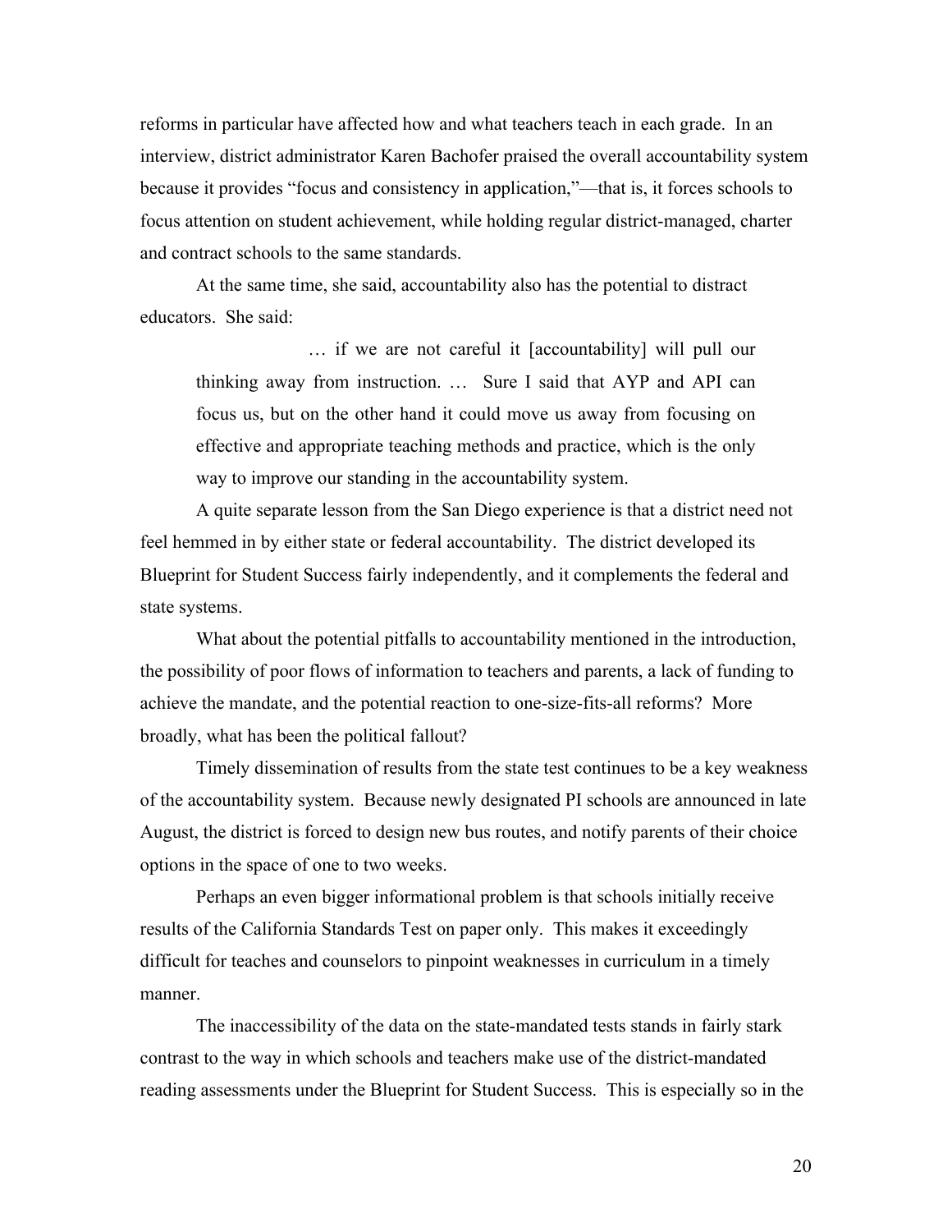reforms in particular have affected how and what teachers teach in each grade. In an interview, district administrator Karen Bachofer praised the overall accountability system because it provides "focus and consistency in application,"—that is, it forces schools to focus attention on student achievement, while holding regular district-managed, charter and contract schools to the same standards.

At the same time, she said, accountability also has the potential to distract educators. She said:

> … if we are not careful it [accountability] will pull our thinking away from instruction. … Sure I said that AYP and API can focus us, but on the other hand it could move us away from focusing on effective and appropriate teaching methods and practice, which is the only way to improve our standing in the accountability system.

A quite separate lesson from the San Diego experience is that a district need not feel hemmed in by either state or federal accountability. The district developed its Blueprint for Student Success fairly independently, and it complements the federal and state systems.

What about the potential pitfalls to accountability mentioned in the introduction, the possibility of poor flows of information to teachers and parents, a lack of funding to achieve the mandate, and the potential reaction to one-size-fits-all reforms? More broadly, what has been the political fallout?

Timely dissemination of results from the state test continues to be a key weakness of the accountability system. Because newly designated PI schools are announced in late August, the district is forced to design new bus routes, and notify parents of their choice options in the space of one to two weeks.

Perhaps an even bigger informational problem is that schools initially receive results of the California Standards Test on paper only. This makes it exceedingly difficult for teaches and counselors to pinpoint weaknesses in curriculum in a timely manner.

The inaccessibility of the data on the state-mandated tests stands in fairly stark contrast to the way in which schools and teachers make use of the district-mandated reading assessments under the Blueprint for Student Success. This is especially so in the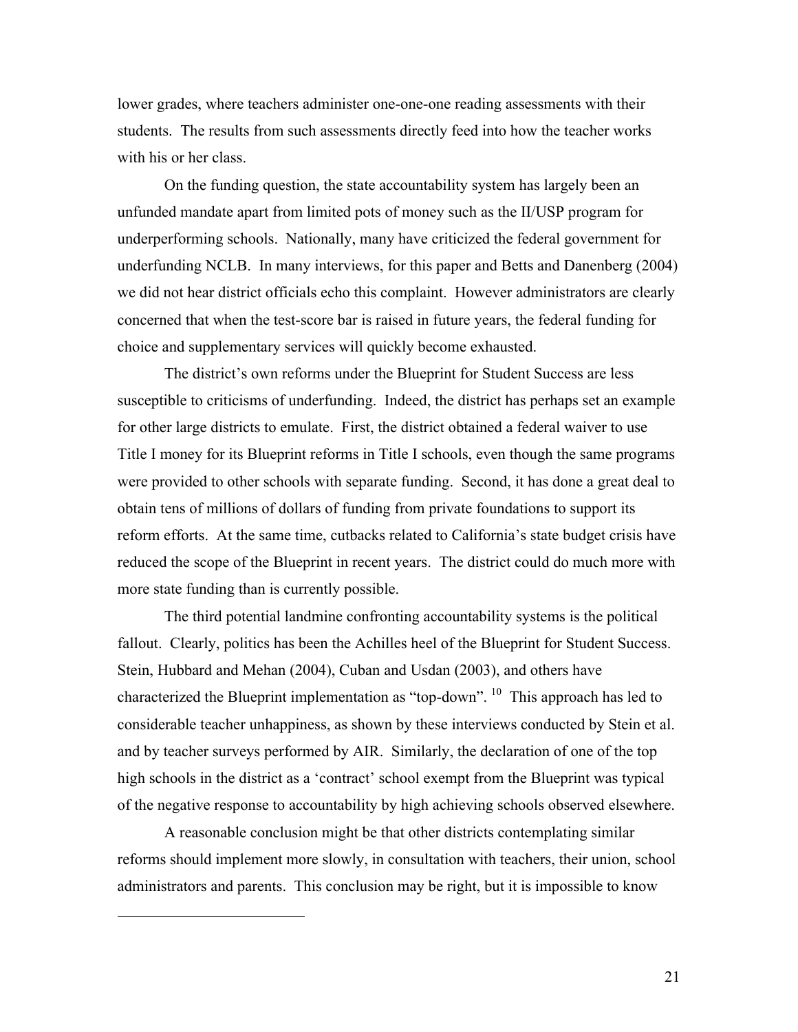lower grades, where teachers administer one-one-one reading assessments with their students. The results from such assessments directly feed into how the teacher works with his or her class.

On the funding question, the state accountability system has largely been an unfunded mandate apart from limited pots of money such as the II/USP program for underperforming schools. Nationally, many have criticized the federal government for underfunding NCLB. In many interviews, for this paper and Betts and Danenberg (2004) we did not hear district officials echo this complaint. However administrators are clearly concerned that when the test-score bar is raised in future years, the federal funding for choice and supplementary services will quickly become exhausted.

The district's own reforms under the Blueprint for Student Success are less susceptible to criticisms of underfunding. Indeed, the district has perhaps set an example for other large districts to emulate. First, the district obtained a federal waiver to use Title I money for its Blueprint reforms in Title I schools, even though the same programs were provided to other schools with separate funding. Second, it has done a great deal to obtain tens of millions of dollars of funding from private foundations to support its reform efforts. At the same time, cutbacks related to California's state budget crisis have reduced the scope of the Blueprint in recent years. The district could do much more with more state funding than is currently possible.

The third potential landmine confronting accountability systems is the political fallout. Clearly, politics has been the Achilles heel of the Blueprint for Student Success. Stein, Hubbard and Mehan (2004), Cuban and Usdan (2003), and others have characterized the Blueprint implementation as "top-down". [10] This approach has led to considerable teacher unhappiness, as shown by these interviews conducted by Stein et al. and by teacher surveys performed by AIR. Similarly, the declaration of one of the top high schools in the district as a 'contract' school exempt from the Blueprint was typical of the negative response to accountability by high achieving schools observed elsewhere.

A reasonable conclusion might be that other districts contemplating similar reforms should implement more slowly, in consultation with teachers, their union, school administrators and parents. This conclusion may be right, but it is impossible to know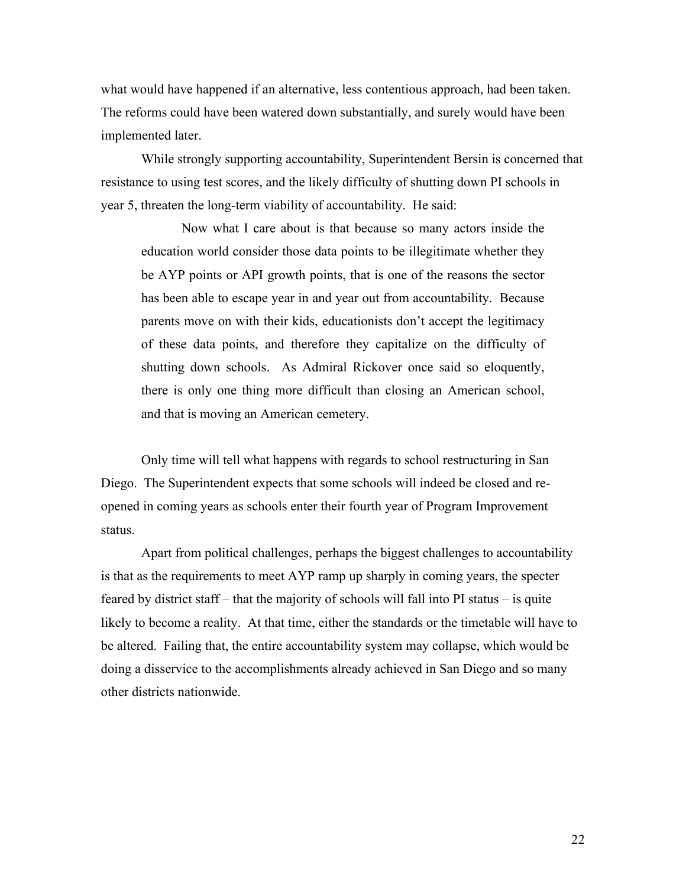what would have happened if an alternative, less contentious approach, had been taken. The reforms could have been watered down substantially, and surely would have been implemented later.

While strongly supporting accountability, Superintendent Bersin is concerned that resistance to using test scores, and the likely difficulty of shutting down PI schools in year 5, threaten the long-term viability of accountability. He said:

> Now what I care about is that because so many actors inside the education world consider those data points to be illegitimate whether they be AYP points or API growth points, that is one of the reasons the sector has been able to escape year in and year out from accountability. Because parents move on with their kids, educationists don't accept the legitimacy of these data points, and therefore they capitalize on the difficulty of shutting down schools. As Admiral Rickover once said so eloquently, there is only one thing more difficult than closing an American school, and that is moving an American cemetery.

Only time will tell what happens with regards to school restructuring in San Diego. The Superintendent expects that some schools will indeed be closed and re-opened in coming years as schools enter their fourth year of Program Improvement status.

Apart from political challenges, perhaps the biggest challenges to accountability is that as the requirements to meet AYP ramp up sharply in coming years, the specter feared by district staff – that the majority of schools will fall into PI status – is quite likely to become a reality. At that time, either the standards or the timetable will have to be altered. Failing that, the entire accountability system may collapse, which would be doing a disservice to the accomplishments already achieved in San Diego and so many other districts nationwide.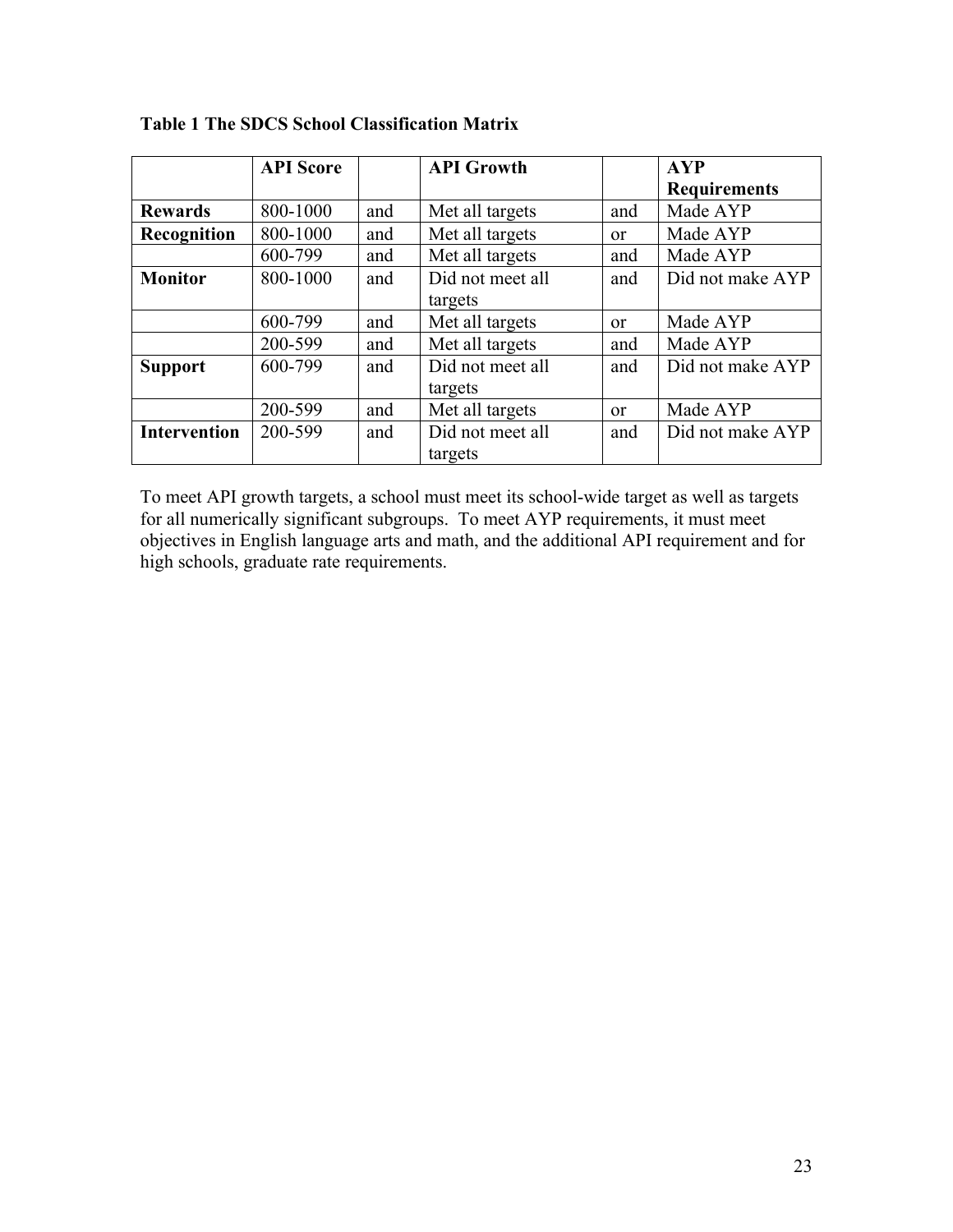**Table 1 The SDCS School Classification Matrix**

| | API Score | | API Growth | | AYP Requirements |
|---|---|---|---|---|---|
| **Rewards** | 800-1000 | and | Met all targets | and | Made AYP |
| **Recognition** | 800-1000 | and | Met all targets | or | Made AYP |
| | 600-799 | and | Met all targets | and | Made AYP |
| **Monitor** | 800-1000 | and | Did not meet all targets | and | Did not make AYP |
| | 600-799 | and | Met all targets | or | Made AYP |
| | 200-599 | and | Met all targets | and | Made AYP |
| **Support** | 600-799 | and | Did not meet all targets | and | Did not make AYP |
| | 200-599 | and | Met all targets | or | Made AYP |
| **Intervention** | 200-599 | and | Did not meet all targets | and | Did not make AYP |

To meet API growth targets, a school must meet its school-wide target as well as targets for all numerically significant subgroups. To meet AYP requirements, it must meet objectives in English language arts and math, and the additional API requirement and for high schools, graduate rate requirements.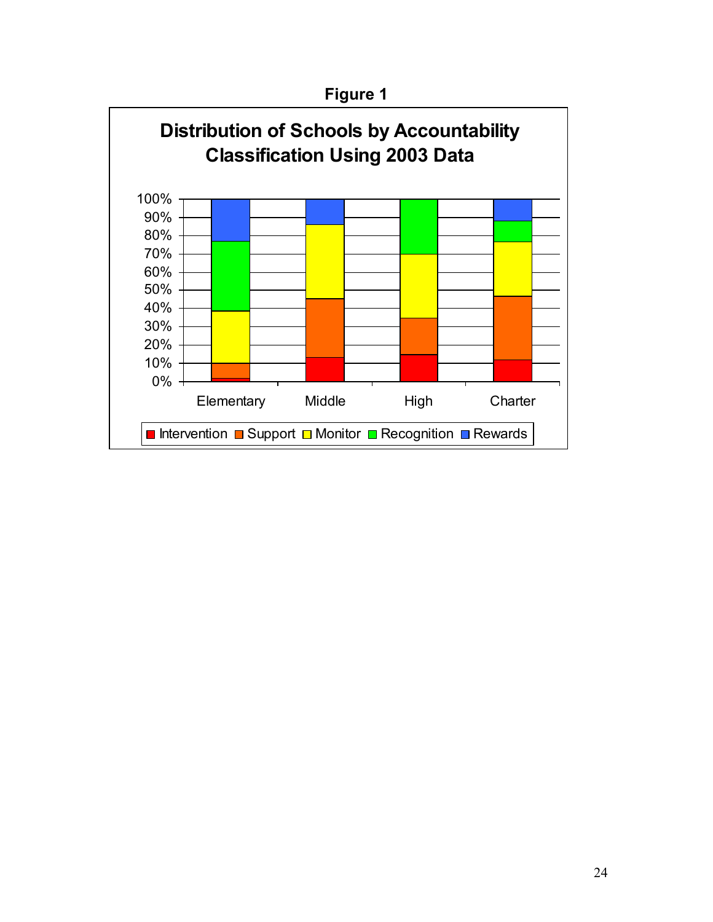**Figure 1**

**Distribution of Schools by Accountability Classification Using 2003 Data**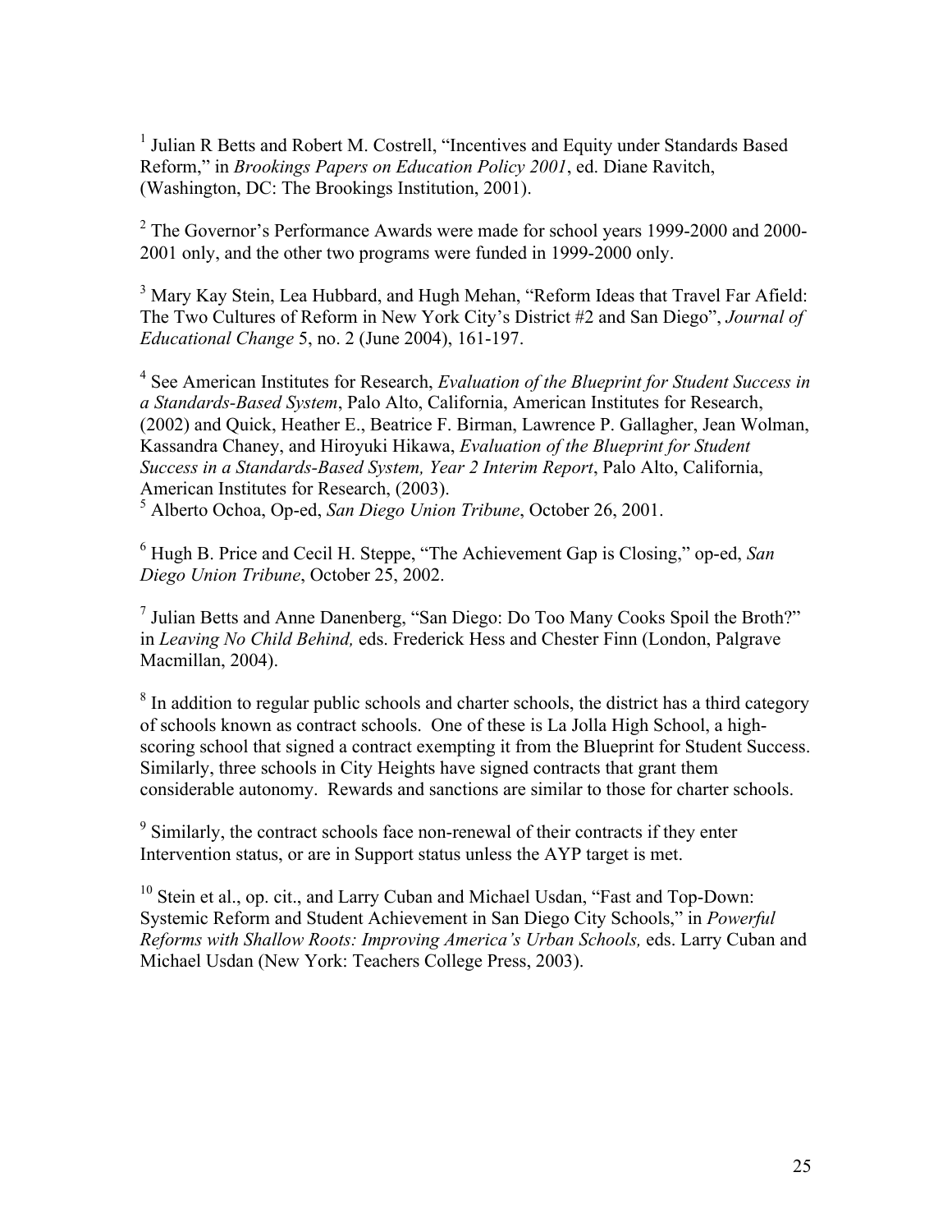[1] Julian R Betts and Robert M. Costrell, "Incentives and Equity under Standards Based Reform," in *Brookings Papers on Education Policy 2001*, ed. Diane Ravitch, (Washington, DC: The Brookings Institution, 2001).

[2] The Governor's Performance Awards were made for school years 1999-2000 and 2000-2001 only, and the other two programs were funded in 1999-2000 only.

[3] Mary Kay Stein, Lea Hubbard, and Hugh Mehan, "Reform Ideas that Travel Far Afield: The Two Cultures of Reform in New York City's District #2 and San Diego", *Journal of Educational Change* 5, no. 2 (June 2004), 161-197.

[4] See American Institutes for Research, *Evaluation of the Blueprint for Student Success in a Standards-Based System*, Palo Alto, California, American Institutes for Research, (2002) and Quick, Heather E., Beatrice F. Birman, Lawrence P. Gallagher, Jean Wolman, Kassandra Chaney, and Hiroyuki Hikawa, *Evaluation of the Blueprint for Student Success in a Standards-Based System, Year 2 Interim Report*, Palo Alto, California, American Institutes for Research, (2003).

[5] Alberto Ochoa, Op-ed, *San Diego Union Tribune*, October 26, 2001.

[6] Hugh B. Price and Cecil H. Steppe, "The Achievement Gap is Closing," op-ed, *San Diego Union Tribune*, October 25, 2002.

[7] Julian Betts and Anne Danenberg, "San Diego: Do Too Many Cooks Spoil the Broth?" in *Leaving No Child Behind,* eds. Frederick Hess and Chester Finn (London, Palgrave Macmillan, 2004).

[8] In addition to regular public schools and charter schools, the district has a third category of schools known as contract schools. One of these is La Jolla High School, a high-scoring school that signed a contract exempting it from the Blueprint for Student Success. Similarly, three schools in City Heights have signed contracts that grant them considerable autonomy. Rewards and sanctions are similar to those for charter schools.

[9] Similarly, the contract schools face non-renewal of their contracts if they enter Intervention status, or are in Support status unless the AYP target is met.

[10] Stein et al., op. cit., and Larry Cuban and Michael Usdan, "Fast and Top-Down: Systemic Reform and Student Achievement in San Diego City Schools," in *Powerful Reforms with Shallow Roots: Improving America's Urban Schools,* eds. Larry Cuban and Michael Usdan (New York: Teachers College Press, 2003).